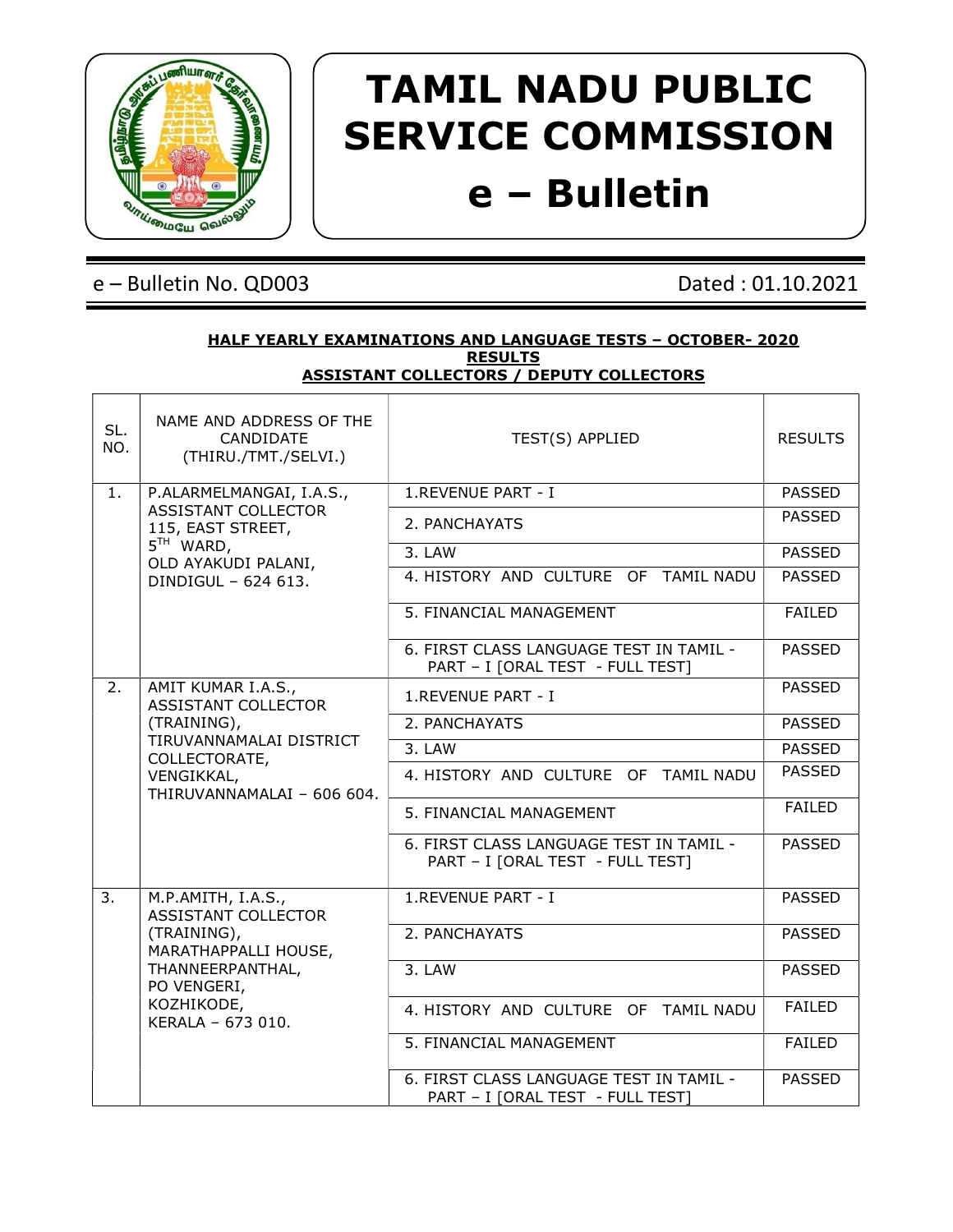# TAMIL NADU PUBLIC SERVICE COMMISSION

# e – Bulletin

e – Bulletin No. QD003 Dated : 01.10.2021

**HALF YEARLY EXAMINATIONS AND LANGUAGE TESTS – OCTOBER- 2020**

**RESULTS**

**ASSISTANT COLLECTORS / DEPUTY COLLECTORS**

| SL. NO. | NAME AND ADDRESS OF THE CANDIDATE (THIRU./TMT./SELVI.) | TEST(S) APPLIED | RESULTS |
|---|---|---|---|
| 1. | P.ALARMELMANGAI, I.A.S., ASSISTANT COLLECTOR 115, EAST STREET, 5TH WARD, OLD AYAKUDI PALANI, DINDIGUL – 624 613. | 1.REVENUE PART - I | PASSED |
| | | 2. PANCHAYATS | PASSED |
| | | 3. LAW | PASSED |
| | | 4. HISTORY AND CULTURE OF TAMIL NADU | PASSED |
| | | 5. FINANCIAL MANAGEMENT | FAILED |
| | | 6. FIRST CLASS LANGUAGE TEST IN TAMIL - PART – I [ORAL TEST - FULL TEST] | PASSED |
| 2. | AMIT KUMAR I.A.S., ASSISTANT COLLECTOR (TRAINING), TIRUVANNAMALAI DISTRICT COLLECTORATE, VENGIKKAL, THIRUVANNAMALAI – 606 604. | 1.REVENUE PART - I | PASSED |
| | | 2. PANCHAYATS | PASSED |
| | | 3. LAW | PASSED |
| | | 4. HISTORY AND CULTURE OF TAMIL NADU | PASSED |
| | | 5. FINANCIAL MANAGEMENT | FAILED |
| | | 6. FIRST CLASS LANGUAGE TEST IN TAMIL - PART – I [ORAL TEST - FULL TEST] | PASSED |
| 3. | M.P.AMITH, I.A.S., ASSISTANT COLLECTOR (TRAINING), MARATHAPPALLI HOUSE, THANNEERPANTHAL, PO VENGERI, KOZHIKODE, KERALA – 673 010. | 1.REVENUE PART - I | PASSED |
| | | 2. PANCHAYATS | PASSED |
| | | 3. LAW | PASSED |
| | | 4. HISTORY AND CULTURE OF TAMIL NADU | FAILED |
| | | 5. FINANCIAL MANAGEMENT | FAILED |
| | | 6. FIRST CLASS LANGUAGE TEST IN TAMIL - PART – I [ORAL TEST - FULL TEST] | PASSED |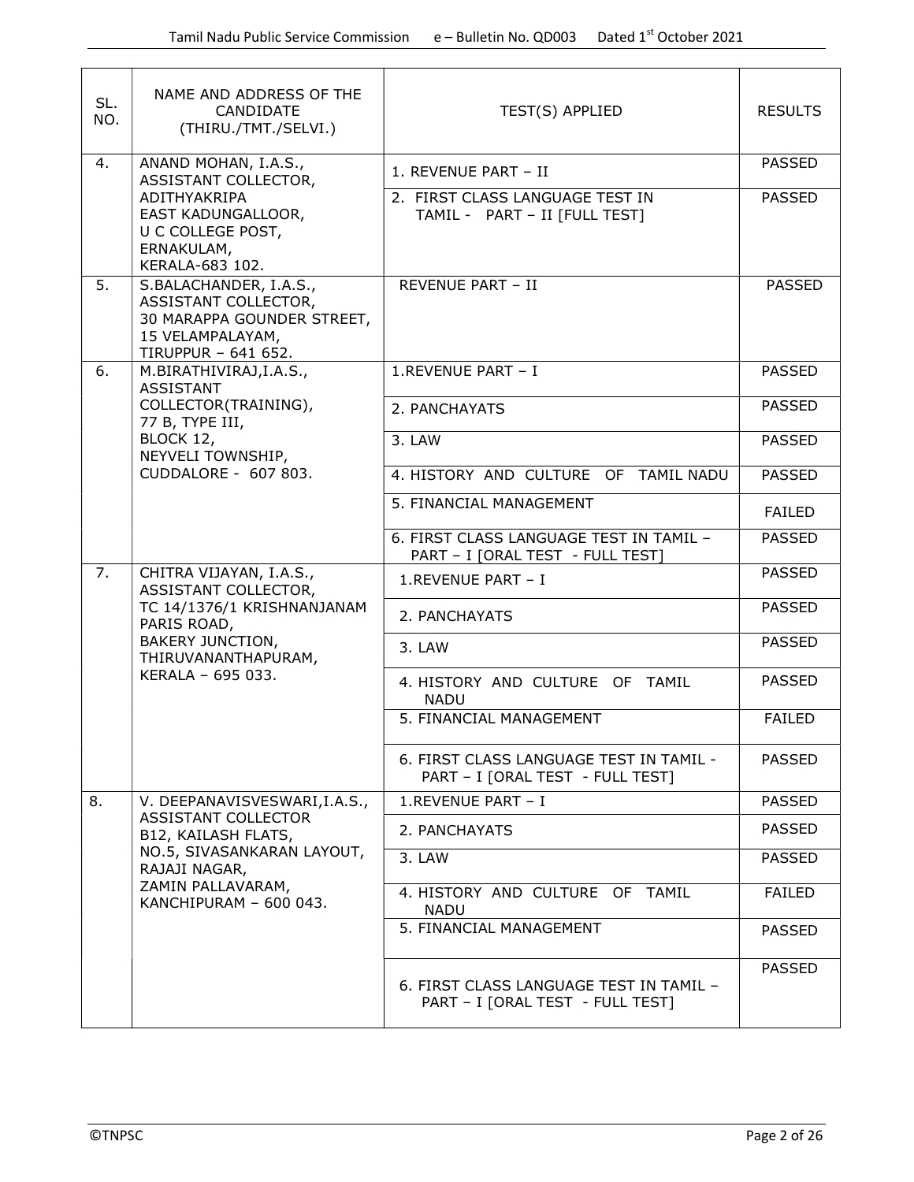| SL. NO. | NAME AND ADDRESS OF THE CANDIDATE (THIRU./TMT./SELVI.) | TEST(S) APPLIED | RESULTS |
|---|---|---|---|
| 4. | ANAND MOHAN, I.A.S., ASSISTANT COLLECTOR, ADITHYAKRIPA EAST KADUNGALLOOR, U C COLLEGE POST, ERNAKULAM, KERALA-683 102. | 1. REVENUE PART – II | PASSED |
| | | 2. FIRST CLASS LANGUAGE TEST IN TAMIL - PART – II [FULL TEST] | PASSED |
| 5. | S.BALACHANDER, I.A.S., ASSISTANT COLLECTOR, 30 MARAPPA GOUNDER STREET, 15 VELAMPALAYAM, TIRUPPUR – 641 652. | REVENUE PART – II | PASSED |
| 6. | M.BIRATHIVIRAJ,I.A.S., ASSISTANT COLLECTOR(TRAINING), 77 B, TYPE III, BLOCK 12, NEYVELI TOWNSHIP, CUDDALORE - 607 803. | 1.REVENUE PART – I | PASSED |
| | | 2. PANCHAYATS | PASSED |
| | | 3. LAW | PASSED |
| | | 4. HISTORY AND CULTURE OF TAMIL NADU | PASSED |
| | | 5. FINANCIAL MANAGEMENT | FAILED |
| | | 6. FIRST CLASS LANGUAGE TEST IN TAMIL – PART – I [ORAL TEST - FULL TEST] | PASSED |
| 7. | CHITRA VIJAYAN, I.A.S., ASSISTANT COLLECTOR, TC 14/1376/1 KRISHNANJANAM PARIS ROAD, BAKERY JUNCTION, THIRUVANANTHAPURAM, KERALA – 695 033. | 1.REVENUE PART – I | PASSED |
| | | 2. PANCHAYATS | PASSED |
| | | 3. LAW | PASSED |
| | | 4. HISTORY AND CULTURE OF TAMIL NADU | PASSED |
| | | 5. FINANCIAL MANAGEMENT | FAILED |
| | | 6. FIRST CLASS LANGUAGE TEST IN TAMIL - PART – I [ORAL TEST - FULL TEST] | PASSED |
| 8. | V. DEEPANAVISVESWARI,I.A.S., ASSISTANT COLLECTOR B12, KAILASH FLATS, NO.5, SIVASANKARAN LAYOUT, RAJAJI NAGAR, ZAMIN PALLAVARAM, KANCHIPURAM – 600 043. | 1.REVENUE PART – I | PASSED |
| | | 2. PANCHAYATS | PASSED |
| | | 3. LAW | PASSED |
| | | 4. HISTORY AND CULTURE OF TAMIL NADU | FAILED |
| | | 5. FINANCIAL MANAGEMENT | PASSED |
| | | 6. FIRST CLASS LANGUAGE TEST IN TAMIL – PART – I [ORAL TEST - FULL TEST] | PASSED |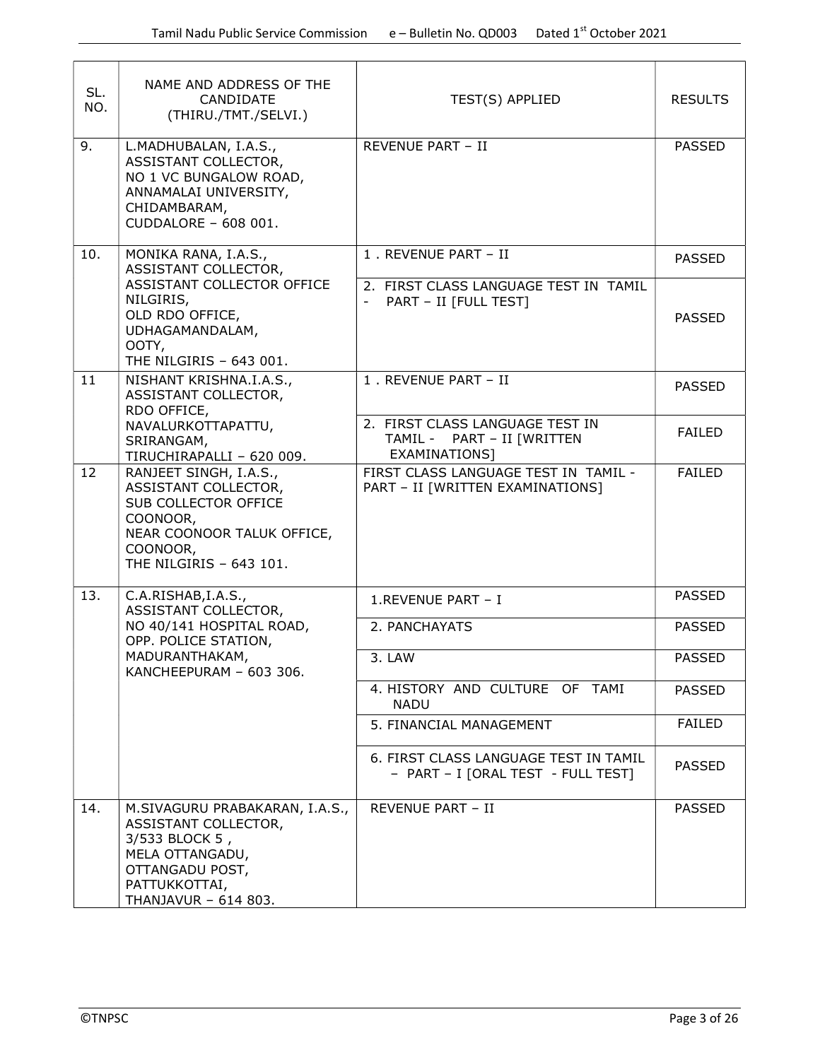| SL. NO. | NAME AND ADDRESS OF THE CANDIDATE (THIRU./TMT./SELVI.) | TEST(S) APPLIED | RESULTS |
|---|---|---|---|
| 9. | L.MADHUBALAN, I.A.S., ASSISTANT COLLECTOR, NO 1 VC BUNGALOW ROAD, ANNAMALAI UNIVERSITY, CHIDAMBARAM, CUDDALORE – 608 001. | REVENUE PART – II | PASSED |
| 10. | MONIKA RANA, I.A.S., ASSISTANT COLLECTOR, ASSISTANT COLLECTOR OFFICE NILGIRIS, OLD RDO OFFICE, UDHAGAMANDALAM, OOTY, THE NILGIRIS – 643 001. | 1 . REVENUE PART – II | PASSED |
| | | 2. FIRST CLASS LANGUAGE TEST IN TAMIL - PART – II [FULL TEST] | PASSED |
| 11 | NISHANT KRISHNA.I.A.S., ASSISTANT COLLECTOR, RDO OFFICE, NAVALURKOTTAPATTU, SRIRANGAM, TIRUCHIRAPALLI – 620 009. | 1 . REVENUE PART – II | PASSED |
| | | 2. FIRST CLASS LANGUAGE TEST IN TAMIL - PART – II [WRITTEN EXAMINATIONS] | FAILED |
| 12 | RANJEET SINGH, I.A.S., ASSISTANT COLLECTOR, SUB COLLECTOR OFFICE COONOOR, NEAR COONOOR TALUK OFFICE, COONOOR, THE NILGIRIS – 643 101. | FIRST CLASS LANGUAGE TEST IN TAMIL - PART – II [WRITTEN EXAMINATIONS] | FAILED |
| 13. | C.A.RISHAB,I.A.S., ASSISTANT COLLECTOR, NO 40/141 HOSPITAL ROAD, OPP. POLICE STATION, MADURANTHAKAM, KANCHEEPURAM – 603 306. | 1.REVENUE PART – I | PASSED |
| | | 2. PANCHAYATS | PASSED |
| | | 3. LAW | PASSED |
| | | 4. HISTORY AND CULTURE OF TAMI NADU | PASSED |
| | | 5. FINANCIAL MANAGEMENT | FAILED |
| | | 6. FIRST CLASS LANGUAGE TEST IN TAMIL – PART – I [ORAL TEST - FULL TEST] | PASSED |
| 14. | M.SIVAGURU PRABAKARAN, I.A.S., ASSISTANT COLLECTOR, 3/533 BLOCK 5 , MELA OTTANGADU, OTTANGADU POST, PATTUKKOTTAI, THANJAVUR – 614 803. | REVENUE PART – II | PASSED |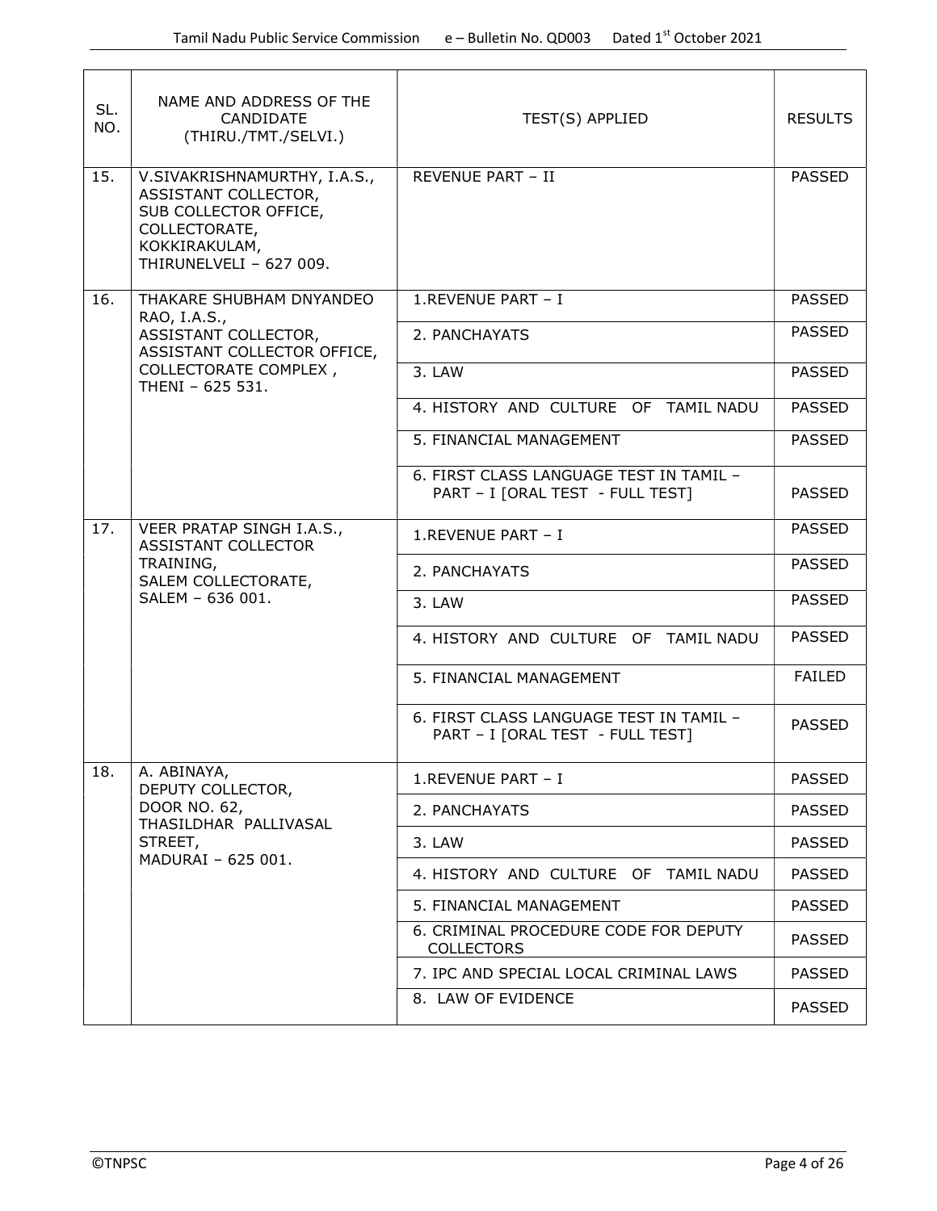| SL. NO. | NAME AND ADDRESS OF THE CANDIDATE (THIRU./TMT./SELVI.) | TEST(S) APPLIED | RESULTS |
|---|---|---|---|
| 15. | V.SIVAKRISHNAMURTHY, I.A.S., ASSISTANT COLLECTOR, SUB COLLECTOR OFFICE, COLLECTORATE, KOKKIRAKULAM, THIRUNELVELI – 627 009. | REVENUE PART – II | PASSED |
| 16. | THAKARE SHUBHAM DNYANDEO RAO, I.A.S., ASSISTANT COLLECTOR, ASSISTANT COLLECTOR OFFICE, COLLECTORATE COMPLEX , THENI – 625 531. | 1.REVENUE PART – I | PASSED |
| | | 2. PANCHAYATS | PASSED |
| | | 3. LAW | PASSED |
| | | 4. HISTORY AND CULTURE OF TAMIL NADU | PASSED |
| | | 5. FINANCIAL MANAGEMENT | PASSED |
| | | 6. FIRST CLASS LANGUAGE TEST IN TAMIL – PART – I [ORAL TEST - FULL TEST] | PASSED |
| 17. | VEER PRATAP SINGH I.A.S., ASSISTANT COLLECTOR TRAINING, SALEM COLLECTORATE, SALEM – 636 001. | 1.REVENUE PART – I | PASSED |
| | | 2. PANCHAYATS | PASSED |
| | | 3. LAW | PASSED |
| | | 4. HISTORY AND CULTURE OF TAMIL NADU | PASSED |
| | | 5. FINANCIAL MANAGEMENT | FAILED |
| | | 6. FIRST CLASS LANGUAGE TEST IN TAMIL – PART – I [ORAL TEST - FULL TEST] | PASSED |
| 18. | A. ABINAYA, DEPUTY COLLECTOR, DOOR NO. 62, THASILDHAR PALLIVASAL STREET, MADURAI – 625 001. | 1.REVENUE PART – I | PASSED |
| | | 2. PANCHAYATS | PASSED |
| | | 3. LAW | PASSED |
| | | 4. HISTORY AND CULTURE OF TAMIL NADU | PASSED |
| | | 5. FINANCIAL MANAGEMENT | PASSED |
| | | 6. CRIMINAL PROCEDURE CODE FOR DEPUTY COLLECTORS | PASSED |
| | | 7. IPC AND SPECIAL LOCAL CRIMINAL LAWS | PASSED |
| | | 8. LAW OF EVIDENCE | PASSED |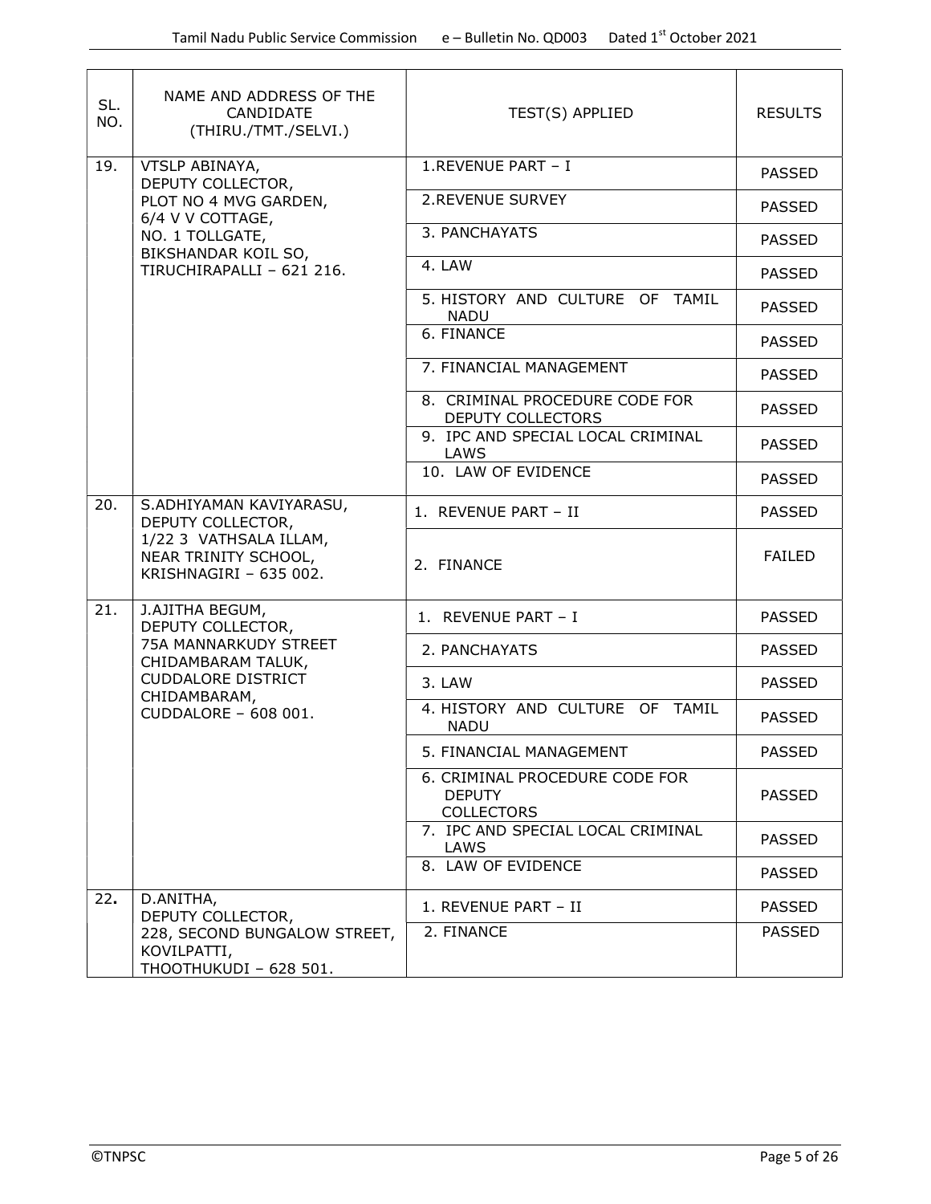| SL. NO. | NAME AND ADDRESS OF THE CANDIDATE (THIRU./TMT./SELVI.) | TEST(S) APPLIED | RESULTS |
|---|---|---|---|
| 19. | VTSLP ABINAYA, DEPUTY COLLECTOR, PLOT NO 4 MVG GARDEN, 6/4 V V COTTAGE, NO. 1 TOLLGATE, BIKSHANDAR KOIL SO, TIRUCHIRAPALLI – 621 216. | 1.REVENUE PART – I | PASSED |
| | | 2.REVENUE SURVEY | PASSED |
| | | 3. PANCHAYATS | PASSED |
| | | 4. LAW | PASSED |
| | | 5. HISTORY AND CULTURE OF TAMIL NADU | PASSED |
| | | 6. FINANCE | PASSED |
| | | 7. FINANCIAL MANAGEMENT | PASSED |
| | | 8. CRIMINAL PROCEDURE CODE FOR DEPUTY COLLECTORS | PASSED |
| | | 9. IPC AND SPECIAL LOCAL CRIMINAL LAWS | PASSED |
| | | 10. LAW OF EVIDENCE | PASSED |
| 20. | S.ADHIYAMAN KAVIYARASU, DEPUTY COLLECTOR, 1/22 3 VATHSALA ILLAM, NEAR TRINITY SCHOOL, KRISHNAGIRI – 635 002. | 1. REVENUE PART – II | PASSED |
| | | 2. FINANCE | FAILED |
| 21. | J.AJITHA BEGUM, DEPUTY COLLECTOR, 75A MANNARKUDY STREET CHIDAMBARAM TALUK, CUDDALORE DISTRICT CHIDAMBARAM, CUDDALORE – 608 001. | 1. REVENUE PART – I | PASSED |
| | | 2. PANCHAYATS | PASSED |
| | | 3. LAW | PASSED |
| | | 4. HISTORY AND CULTURE OF TAMIL NADU | PASSED |
| | | 5. FINANCIAL MANAGEMENT | PASSED |
| | | 6. CRIMINAL PROCEDURE CODE FOR DEPUTY COLLECTORS | PASSED |
| | | 7. IPC AND SPECIAL LOCAL CRIMINAL LAWS | PASSED |
| | | 8. LAW OF EVIDENCE | PASSED |
| 22. | D.ANITHA, DEPUTY COLLECTOR, 228, SECOND BUNGALOW STREET, KOVILPATTI, THOOTHUKUDI – 628 501. | 1. REVENUE PART – II | PASSED |
| | | 2. FINANCE | PASSED |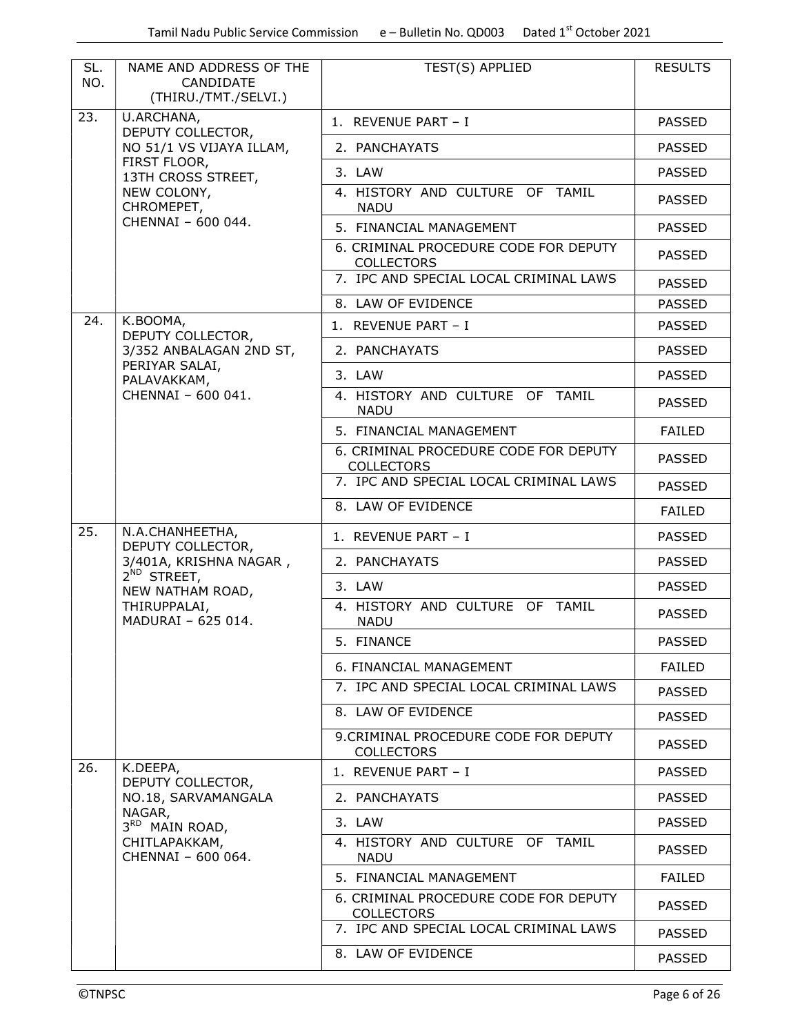| SL. NO. | NAME AND ADDRESS OF THE CANDIDATE (THIRU./TMT./SELVI.) | TEST(S) APPLIED | RESULTS |
|---|---|---|---|
| 23. | U.ARCHANA, DEPUTY COLLECTOR, NO 51/1 VS VIJAYA ILLAM, FIRST FLOOR, 13TH CROSS STREET, NEW COLONY, CHROMEPET, CHENNAI – 600 044. | 1. REVENUE PART – I | PASSED |
| | | 2. PANCHAYATS | PASSED |
| | | 3. LAW | PASSED |
| | | 4. HISTORY AND CULTURE OF TAMIL NADU | PASSED |
| | | 5. FINANCIAL MANAGEMENT | PASSED |
| | | 6. CRIMINAL PROCEDURE CODE FOR DEPUTY COLLECTORS | PASSED |
| | | 7. IPC AND SPECIAL LOCAL CRIMINAL LAWS | PASSED |
| | | 8. LAW OF EVIDENCE | PASSED |
| 24. | K.BOOMA, DEPUTY COLLECTOR, 3/352 ANBALAGAN 2ND ST, PERIYAR SALAI, PALAVAKKAM, CHENNAI – 600 041. | 1. REVENUE PART – I | PASSED |
| | | 2. PANCHAYATS | PASSED |
| | | 3. LAW | PASSED |
| | | 4. HISTORY AND CULTURE OF TAMIL NADU | PASSED |
| | | 5. FINANCIAL MANAGEMENT | FAILED |
| | | 6. CRIMINAL PROCEDURE CODE FOR DEPUTY COLLECTORS | PASSED |
| | | 7. IPC AND SPECIAL LOCAL CRIMINAL LAWS | PASSED |
| | | 8. LAW OF EVIDENCE | FAILED |
| 25. | N.A.CHANHEETHA, DEPUTY COLLECTOR, 3/401A, KRISHNA NAGAR , 2ND STREET, NEW NATHAM ROAD, THIRUPPALAI, MADURAI – 625 014. | 1. REVENUE PART – I | PASSED |
| | | 2. PANCHAYATS | PASSED |
| | | 3. LAW | PASSED |
| | | 4. HISTORY AND CULTURE OF TAMIL NADU | PASSED |
| | | 5. FINANCE | PASSED |
| | | 6. FINANCIAL MANAGEMENT | FAILED |
| | | 7. IPC AND SPECIAL LOCAL CRIMINAL LAWS | PASSED |
| | | 8. LAW OF EVIDENCE | PASSED |
| | | 9.CRIMINAL PROCEDURE CODE FOR DEPUTY COLLECTORS | PASSED |
| 26. | K.DEEPA, DEPUTY COLLECTOR, NO.18, SARVAMANGALA NAGAR, 3RD MAIN ROAD, CHITLAPAKKAM, CHENNAI – 600 064. | 1. REVENUE PART – I | PASSED |
| | | 2. PANCHAYATS | PASSED |
| | | 3. LAW | PASSED |
| | | 4. HISTORY AND CULTURE OF TAMIL NADU | PASSED |
| | | 5. FINANCIAL MANAGEMENT | FAILED |
| | | 6. CRIMINAL PROCEDURE CODE FOR DEPUTY COLLECTORS | PASSED |
| | | 7. IPC AND SPECIAL LOCAL CRIMINAL LAWS | PASSED |
| | | 8. LAW OF EVIDENCE | PASSED |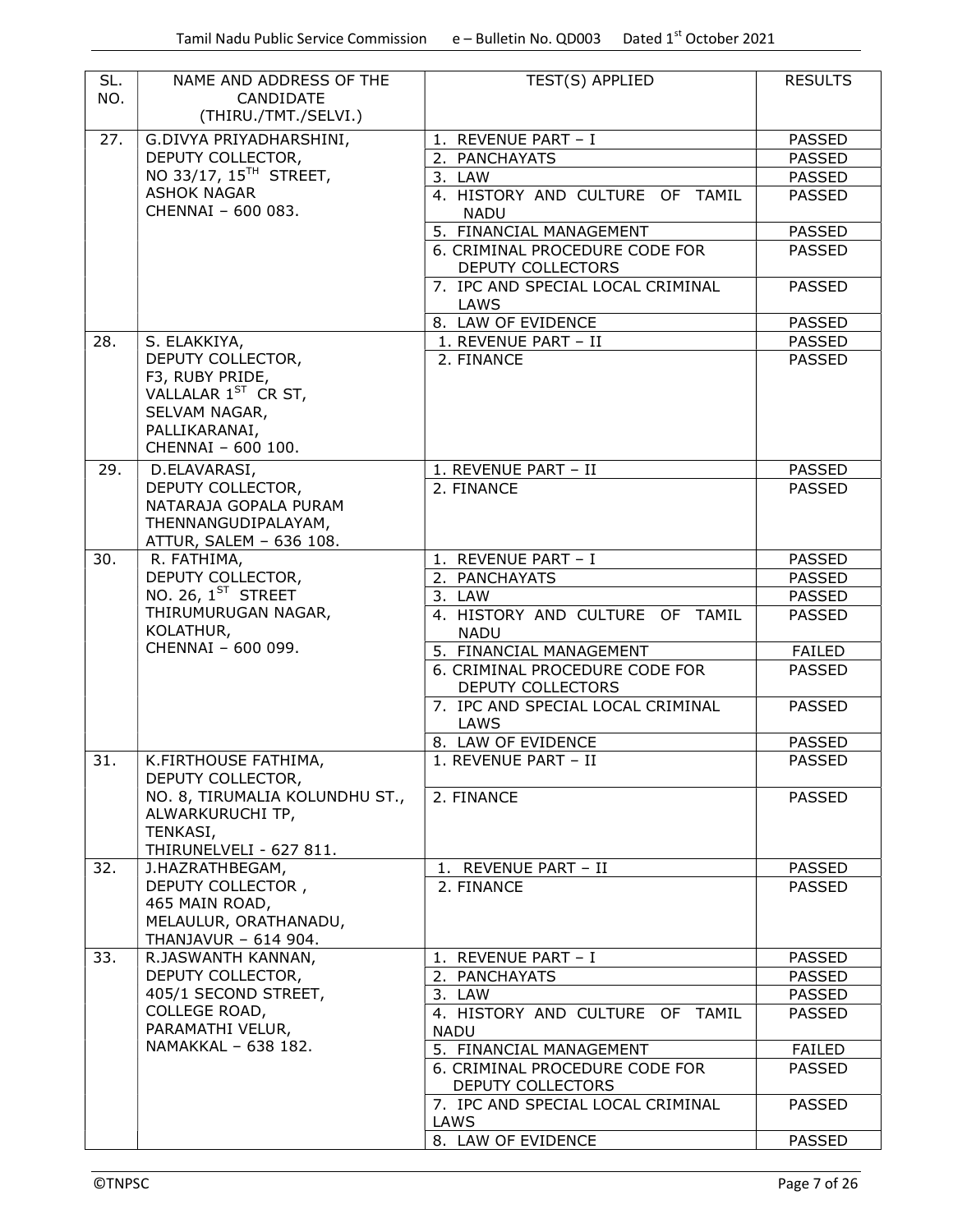| SL. NO. | NAME AND ADDRESS OF THE CANDIDATE (THIRU./TMT./SELVI.) | TEST(S) APPLIED | RESULTS |
|---|---|---|---|
| 27. | G.DIVYA PRIYADHARSHINI, DEPUTY COLLECTOR, NO 33/17, 15TH STREET, ASHOK NAGAR CHENNAI – 600 083. | 1. REVENUE PART – I | PASSED |
| | | 2. PANCHAYATS | PASSED |
| | | 3. LAW | PASSED |
| | | 4. HISTORY AND CULTURE OF TAMIL NADU | PASSED |
| | | 5. FINANCIAL MANAGEMENT | PASSED |
| | | 6. CRIMINAL PROCEDURE CODE FOR DEPUTY COLLECTORS | PASSED |
| | | 7. IPC AND SPECIAL LOCAL CRIMINAL LAWS | PASSED |
| | | 8. LAW OF EVIDENCE | PASSED |
| 28. | S. ELAKKIYA, DEPUTY COLLECTOR, F3, RUBY PRIDE, VALLALAR 1ST CR ST, SELVAM NAGAR, PALLIKARANAI, CHENNAI – 600 100. | 1. REVENUE PART – II | PASSED |
| | | 2. FINANCE | PASSED |
| 29. | D.ELAVARASI, DEPUTY COLLECTOR, NATARAJA GOPALA PURAM THENNANGUDIPALAYAM, ATTUR, SALEM – 636 108. | 1. REVENUE PART – II | PASSED |
| | | 2. FINANCE | PASSED |
| 30. | R. FATHIMA, DEPUTY COLLECTOR, NO. 26, 1ST STREET THIRUMURUGAN NAGAR, KOLATHUR, CHENNAI – 600 099. | 1. REVENUE PART – I | PASSED |
| | | 2. PANCHAYATS | PASSED |
| | | 3. LAW | PASSED |
| | | 4. HISTORY AND CULTURE OF TAMIL NADU | PASSED |
| | | 5. FINANCIAL MANAGEMENT | FAILED |
| | | 6. CRIMINAL PROCEDURE CODE FOR DEPUTY COLLECTORS | PASSED |
| | | 7. IPC AND SPECIAL LOCAL CRIMINAL LAWS | PASSED |
| | | 8. LAW OF EVIDENCE | PASSED |
| 31. | K.FIRTHOUSE FATHIMA, DEPUTY COLLECTOR, NO. 8, TIRUMALIA KOLUNDHU ST., ALWARKURUCHI TP, TENKASI, THIRUNELVELI - 627 811. | 1. REVENUE PART – II | PASSED |
| | | 2. FINANCE | PASSED |
| 32. | J.HAZRATHBEGAM, DEPUTY COLLECTOR , 465 MAIN ROAD, MELAULUR, ORATHANADU, THANJAVUR – 614 904. | 1. REVENUE PART – II | PASSED |
| | | 2. FINANCE | PASSED |
| 33. | R.JASWANTH KANNAN, DEPUTY COLLECTOR, 405/1 SECOND STREET, COLLEGE ROAD, PARAMATHI VELUR, NAMAKKAL – 638 182. | 1. REVENUE PART – I | PASSED |
| | | 2. PANCHAYATS | PASSED |
| | | 3. LAW | PASSED |
| | | 4. HISTORY AND CULTURE OF TAMIL NADU | PASSED |
| | | 5. FINANCIAL MANAGEMENT | FAILED |
| | | 6. CRIMINAL PROCEDURE CODE FOR DEPUTY COLLECTORS | PASSED |
| | | 7. IPC AND SPECIAL LOCAL CRIMINAL LAWS | PASSED |
| | | 8. LAW OF EVIDENCE | PASSED |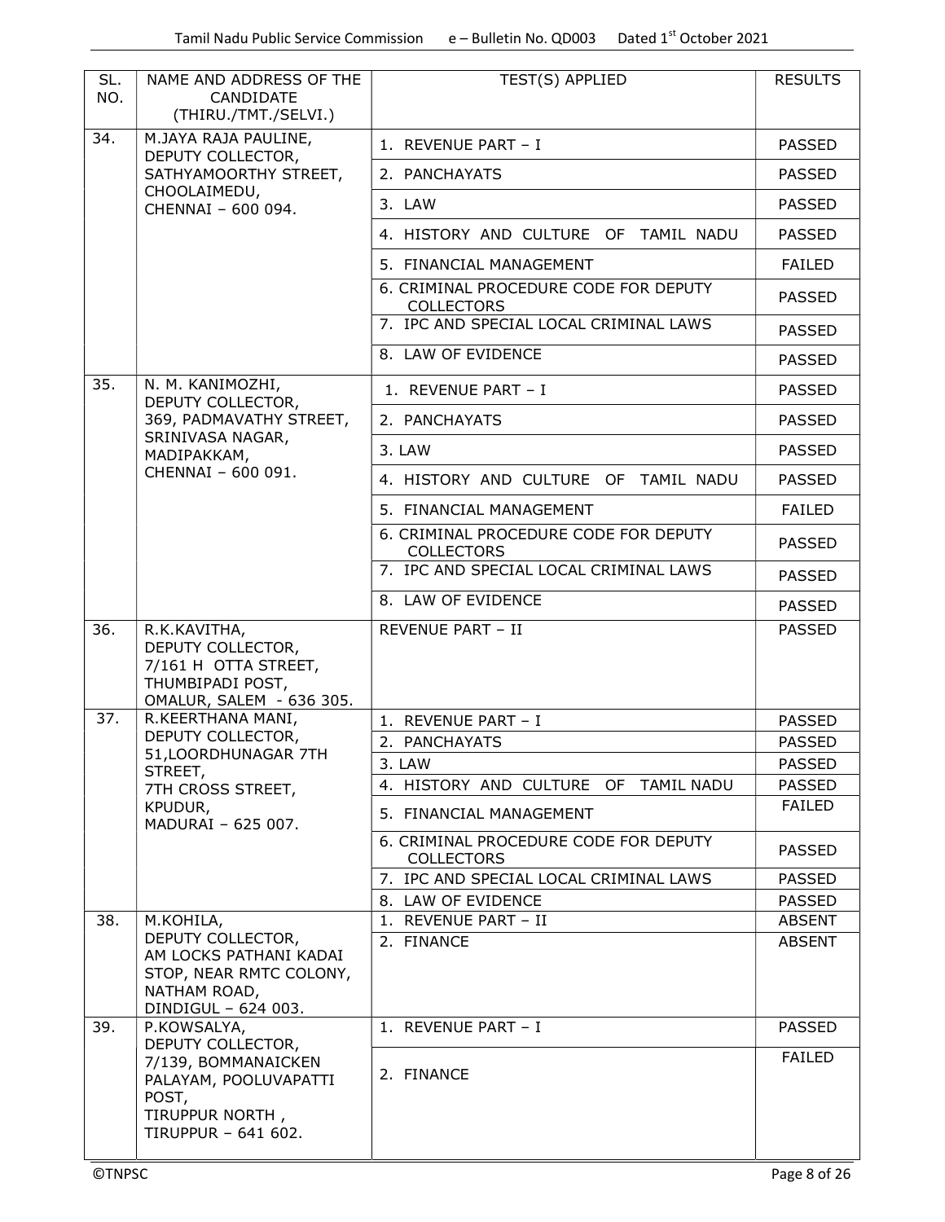| SL. NO. | NAME AND ADDRESS OF THE CANDIDATE (THIRU./TMT./SELVI.) | TEST(S) APPLIED | RESULTS |
|---|---|---|---|
| 34. | M.JAYA RAJA PAULINE, DEPUTY COLLECTOR, SATHYAMOORTHY STREET, CHOOLAIMEDU, CHENNAI – 600 094. | 1. REVENUE PART – I | PASSED |
| | | 2. PANCHAYATS | PASSED |
| | | 3. LAW | PASSED |
| | | 4. HISTORY AND CULTURE OF TAMIL NADU | PASSED |
| | | 5. FINANCIAL MANAGEMENT | FAILED |
| | | 6. CRIMINAL PROCEDURE CODE FOR DEPUTY COLLECTORS | PASSED |
| | | 7. IPC AND SPECIAL LOCAL CRIMINAL LAWS | PASSED |
| | | 8. LAW OF EVIDENCE | PASSED |
| 35. | N. M. KANIMOZHI, DEPUTY COLLECTOR, 369, PADMAVATHY STREET, SRINIVASA NAGAR, MADIPAKKAM, CHENNAI – 600 091. | 1. REVENUE PART – I | PASSED |
| | | 2. PANCHAYATS | PASSED |
| | | 3. LAW | PASSED |
| | | 4. HISTORY AND CULTURE OF TAMIL NADU | PASSED |
| | | 5. FINANCIAL MANAGEMENT | FAILED |
| | | 6. CRIMINAL PROCEDURE CODE FOR DEPUTY COLLECTORS | PASSED |
| | | 7. IPC AND SPECIAL LOCAL CRIMINAL LAWS | PASSED |
| | | 8. LAW OF EVIDENCE | PASSED |
| 36. | R.K.KAVITHA, DEPUTY COLLECTOR, 7/161 H OTTA STREET, THUMBIPADI POST, OMALUR, SALEM - 636 305. | REVENUE PART – II | PASSED |
| 37. | R.KEERTHANA MANI, DEPUTY COLLECTOR, 51,LOORDHUNAGAR 7TH STREET, 7TH CROSS STREET, KPUDUR, MADURAI – 625 007. | 1. REVENUE PART – I | PASSED |
| | | 2. PANCHAYATS | PASSED |
| | | 3. LAW | PASSED |
| | | 4. HISTORY AND CULTURE OF TAMIL NADU | PASSED |
| | | 5. FINANCIAL MANAGEMENT | FAILED |
| | | 6. CRIMINAL PROCEDURE CODE FOR DEPUTY COLLECTORS | PASSED |
| | | 7. IPC AND SPECIAL LOCAL CRIMINAL LAWS | PASSED |
| | | 8. LAW OF EVIDENCE | PASSED |
| 38. | M.KOHILA, DEPUTY COLLECTOR, AM LOCKS PATHANI KADAI STOP, NEAR RMTC COLONY, NATHAM ROAD, DINDIGUL – 624 003. | 1. REVENUE PART – II | ABSENT |
| | | 2. FINANCE | ABSENT |
| 39. | P.KOWSALYA, DEPUTY COLLECTOR, 7/139, BOMMANAICKEN PALAYAM, POOLUVAPATTI POST, TIRUPPUR NORTH , TIRUPPUR – 641 602. | 1. REVENUE PART – I | PASSED |
| | | 2. FINANCE | FAILED |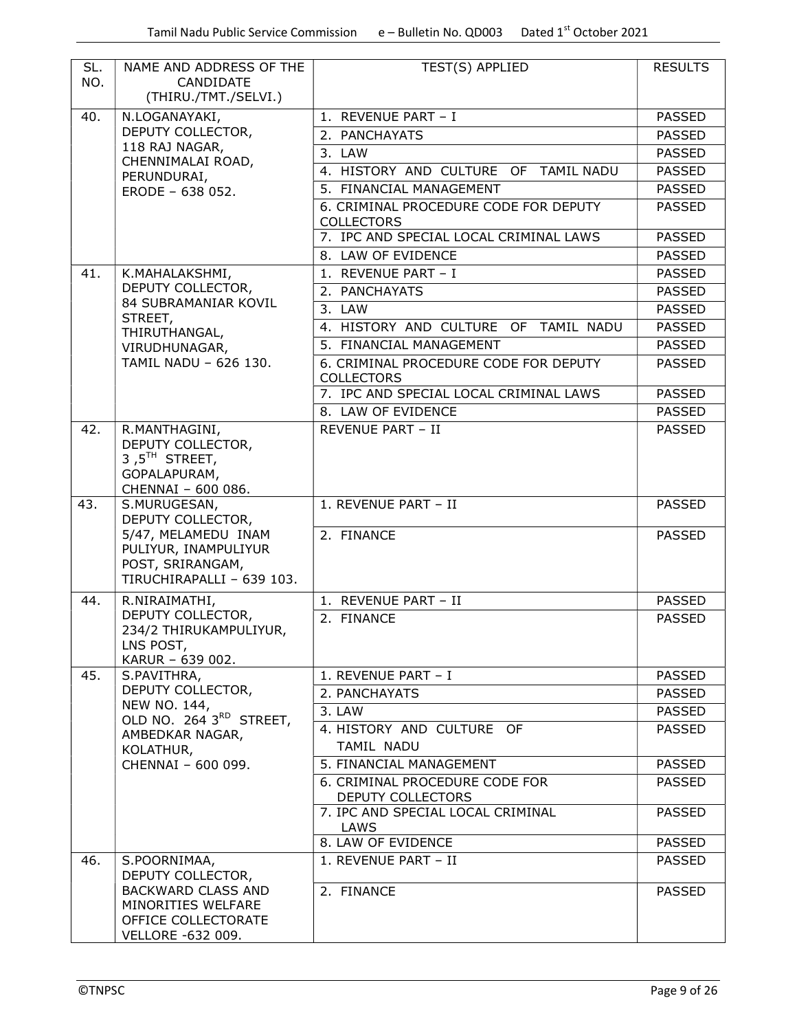| SL. NO. | NAME AND ADDRESS OF THE CANDIDATE (THIRU./TMT./SELVI.) | TEST(S) APPLIED | RESULTS |
|---|---|---|---|
| 40. | N.LOGANAYAKI, DEPUTY COLLECTOR, 118 RAJ NAGAR, CHENNIMALAI ROAD, PERUNDURAI, ERODE – 638 052. | 1. REVENUE PART – I | PASSED |
| | | 2. PANCHAYATS | PASSED |
| | | 3. LAW | PASSED |
| | | 4. HISTORY AND CULTURE OF TAMIL NADU | PASSED |
| | | 5. FINANCIAL MANAGEMENT | PASSED |
| | | 6. CRIMINAL PROCEDURE CODE FOR DEPUTY COLLECTORS | PASSED |
| | | 7. IPC AND SPECIAL LOCAL CRIMINAL LAWS | PASSED |
| | | 8. LAW OF EVIDENCE | PASSED |
| 41. | K.MAHALAKSHMI, DEPUTY COLLECTOR, 84 SUBRAMANIAR KOVIL STREET, THIRUTHANGAL, VIRUDHUNAGAR, TAMIL NADU – 626 130. | 1. REVENUE PART – I | PASSED |
| | | 2. PANCHAYATS | PASSED |
| | | 3. LAW | PASSED |
| | | 4. HISTORY AND CULTURE OF TAMIL NADU | PASSED |
| | | 5. FINANCIAL MANAGEMENT | PASSED |
| | | 6. CRIMINAL PROCEDURE CODE FOR DEPUTY COLLECTORS | PASSED |
| | | 7. IPC AND SPECIAL LOCAL CRIMINAL LAWS | PASSED |
| | | 8. LAW OF EVIDENCE | PASSED |
| 42. | R.MANTHAGINI, DEPUTY COLLECTOR, 3 ,5TH STREET, GOPALAPURAM, CHENNAI – 600 086. | REVENUE PART – II | PASSED |
| 43. | S.MURUGESAN, DEPUTY COLLECTOR, 5/47, MELAMEDU INAM PULIYUR, INAMPULIYUR POST, SRIRANGAM, TIRUCHIRAPALLI – 639 103. | 1. REVENUE PART – II | PASSED |
| | | 2. FINANCE | PASSED |
| 44. | R.NIRAIMATHI, DEPUTY COLLECTOR, 234/2 THIRUKAMPULIYUR, LNS POST, KARUR – 639 002. | 1. REVENUE PART – II | PASSED |
| | | 2. FINANCE | PASSED |
| 45. | S.PAVITHRA, DEPUTY COLLECTOR, NEW NO. 144, OLD NO. 264 3RD STREET, AMBEDKAR NAGAR, KOLATHUR, CHENNAI – 600 099. | 1. REVENUE PART – I | PASSED |
| | | 2. PANCHAYATS | PASSED |
| | | 3. LAW | PASSED |
| | | 4. HISTORY AND CULTURE OF TAMIL NADU | PASSED |
| | | 5. FINANCIAL MANAGEMENT | PASSED |
| | | 6. CRIMINAL PROCEDURE CODE FOR DEPUTY COLLECTORS | PASSED |
| | | 7. IPC AND SPECIAL LOCAL CRIMINAL LAWS | PASSED |
| | | 8. LAW OF EVIDENCE | PASSED |
| 46. | S.POORNIMAA, DEPUTY COLLECTOR, BACKWARD CLASS AND MINORITIES WELFARE OFFICE COLLECTORATE VELLORE -632 009. | 1. REVENUE PART – II | PASSED |
| | | 2. FINANCE | PASSED |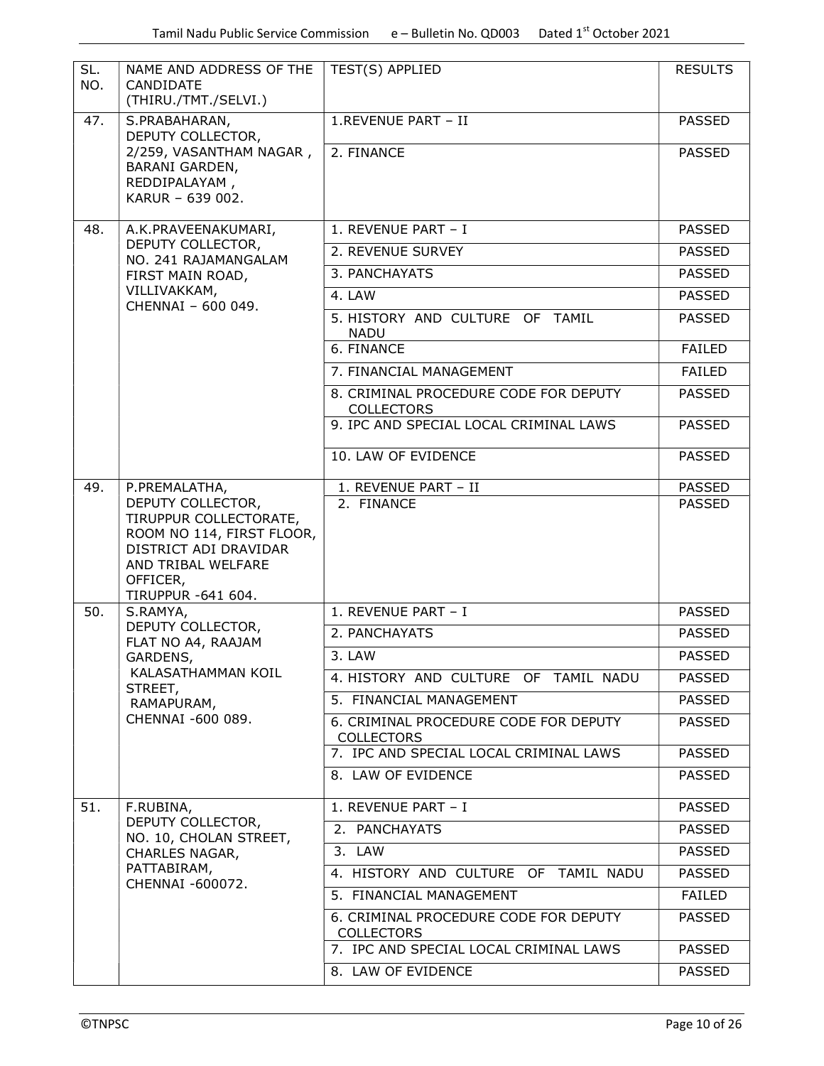| SL. NO. | NAME AND ADDRESS OF THE CANDIDATE (THIRU./TMT./SELVI.) | TEST(S) APPLIED | RESULTS |
|---|---|---|---|
| 47. | S.PRABAHARAN, DEPUTY COLLECTOR, 2/259, VASANTHAM NAGAR , BARANI GARDEN, REDDIPALAYAM , KARUR – 639 002. | 1.REVENUE PART – II | PASSED |
| | | 2. FINANCE | PASSED |
| 48. | A.K.PRAVEENAKUMARI, DEPUTY COLLECTOR, NO. 241 RAJAMANGALAM FIRST MAIN ROAD, VILLIVAKKAM, CHENNAI – 600 049. | 1. REVENUE PART – I | PASSED |
| | | 2. REVENUE SURVEY | PASSED |
| | | 3. PANCHAYATS | PASSED |
| | | 4. LAW | PASSED |
| | | 5. HISTORY AND CULTURE OF TAMIL NADU | PASSED |
| | | 6. FINANCE | FAILED |
| | | 7. FINANCIAL MANAGEMENT | FAILED |
| | | 8. CRIMINAL PROCEDURE CODE FOR DEPUTY COLLECTORS | PASSED |
| | | 9. IPC AND SPECIAL LOCAL CRIMINAL LAWS | PASSED |
| | | 10. LAW OF EVIDENCE | PASSED |
| 49. | P.PREMALATHA, DEPUTY COLLECTOR, TIRUPPUR COLLECTORATE, ROOM NO 114, FIRST FLOOR, DISTRICT ADI DRAVIDAR AND TRIBAL WELFARE OFFICER, TIRUPPUR -641 604. | 1. REVENUE PART – II | PASSED |
| | | 2. FINANCE | PASSED |
| 50. | S.RAMYA, DEPUTY COLLECTOR, FLAT NO A4, RAAJAM GARDENS, KALASATHAMMAN KOIL STREET, RAMAPURAM, CHENNAI -600 089. | 1. REVENUE PART – I | PASSED |
| | | 2. PANCHAYATS | PASSED |
| | | 3. LAW | PASSED |
| | | 4. HISTORY AND CULTURE OF TAMIL NADU | PASSED |
| | | 5. FINANCIAL MANAGEMENT | PASSED |
| | | 6. CRIMINAL PROCEDURE CODE FOR DEPUTY COLLECTORS | PASSED |
| | | 7. IPC AND SPECIAL LOCAL CRIMINAL LAWS | PASSED |
| | | 8. LAW OF EVIDENCE | PASSED |
| 51. | F.RUBINA, DEPUTY COLLECTOR, NO. 10, CHOLAN STREET, CHARLES NAGAR, PATTABIRAM, CHENNAI -600072. | 1. REVENUE PART – I | PASSED |
| | | 2. PANCHAYATS | PASSED |
| | | 3. LAW | PASSED |
| | | 4. HISTORY AND CULTURE OF TAMIL NADU | PASSED |
| | | 5. FINANCIAL MANAGEMENT | FAILED |
| | | 6. CRIMINAL PROCEDURE CODE FOR DEPUTY COLLECTORS | PASSED |
| | | 7. IPC AND SPECIAL LOCAL CRIMINAL LAWS | PASSED |
| | | 8. LAW OF EVIDENCE | PASSED |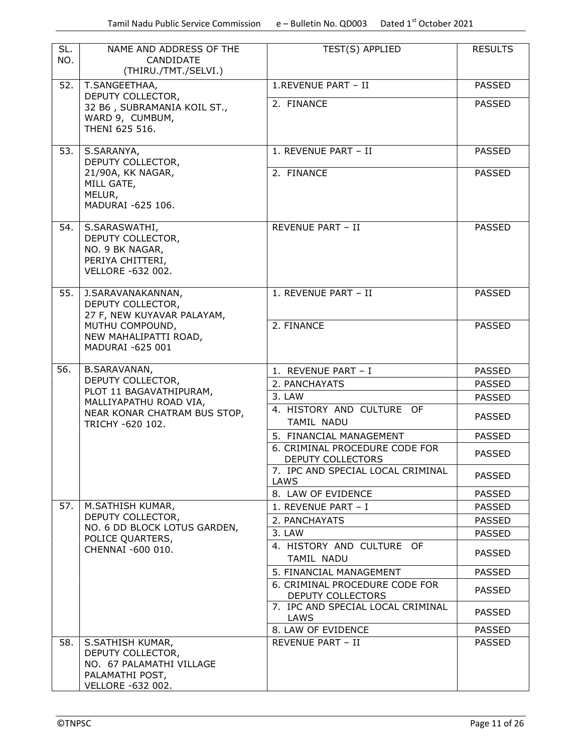| SL. NO. | NAME AND ADDRESS OF THE CANDIDATE (THIRU./TMT./SELVI.) | TEST(S) APPLIED | RESULTS |
|---|---|---|---|
| 52. | T.SANGEETHAA, DEPUTY COLLECTOR, 32 B6 , SUBRAMANIA KOIL ST., WARD 9, CUMBUM, THENI 625 516. | 1.REVENUE PART – II | PASSED |
| | | 2. FINANCE | PASSED |
| 53. | S.SARANYA, DEPUTY COLLECTOR, 21/90A, KK NAGAR, MILL GATE, MELUR, MADURAI -625 106. | 1. REVENUE PART – II | PASSED |
| | | 2. FINANCE | PASSED |
| 54. | S.SARASWATHI, DEPUTY COLLECTOR, NO. 9 BK NAGAR, PERIYA CHITTERI, VELLORE -632 002. | REVENUE PART – II | PASSED |
| 55. | J.SARAVANAKANNAN, DEPUTY COLLECTOR, 27 F, NEW KUYAVAR PALAYAM, MUTHU COMPOUND, NEW MAHALIPATTI ROAD, MADURAI -625 001 | 1. REVENUE PART – II | PASSED |
| | | 2. FINANCE | PASSED |
| 56. | B.SARAVANAN, DEPUTY COLLECTOR, PLOT 11 BAGAVATHIPURAM, MALLIYAPATHU ROAD VIA, NEAR KONAR CHATRAM BUS STOP, TRICHY -620 102. | 1. REVENUE PART – I | PASSED |
| | | 2. PANCHAYATS | PASSED |
| | | 3. LAW | PASSED |
| | | 4. HISTORY AND CULTURE OF TAMIL NADU | PASSED |
| | | 5. FINANCIAL MANAGEMENT | PASSED |
| | | 6. CRIMINAL PROCEDURE CODE FOR DEPUTY COLLECTORS | PASSED |
| | | 7. IPC AND SPECIAL LOCAL CRIMINAL LAWS | PASSED |
| | | 8. LAW OF EVIDENCE | PASSED |
| 57. | M.SATHISH KUMAR, DEPUTY COLLECTOR, NO. 6 DD BLOCK LOTUS GARDEN, POLICE QUARTERS, CHENNAI -600 010. | 1. REVENUE PART – I | PASSED |
| | | 2. PANCHAYATS | PASSED |
| | | 3. LAW | PASSED |
| | | 4. HISTORY AND CULTURE OF TAMIL NADU | PASSED |
| | | 5. FINANCIAL MANAGEMENT | PASSED |
| | | 6. CRIMINAL PROCEDURE CODE FOR DEPUTY COLLECTORS | PASSED |
| | | 7. IPC AND SPECIAL LOCAL CRIMINAL LAWS | PASSED |
| | | 8. LAW OF EVIDENCE | PASSED |
| 58. | S.SATHISH KUMAR, DEPUTY COLLECTOR, NO. 67 PALAMATHI VILLAGE PALAMATHI POST, VELLORE -632 002. | REVENUE PART – II | PASSED |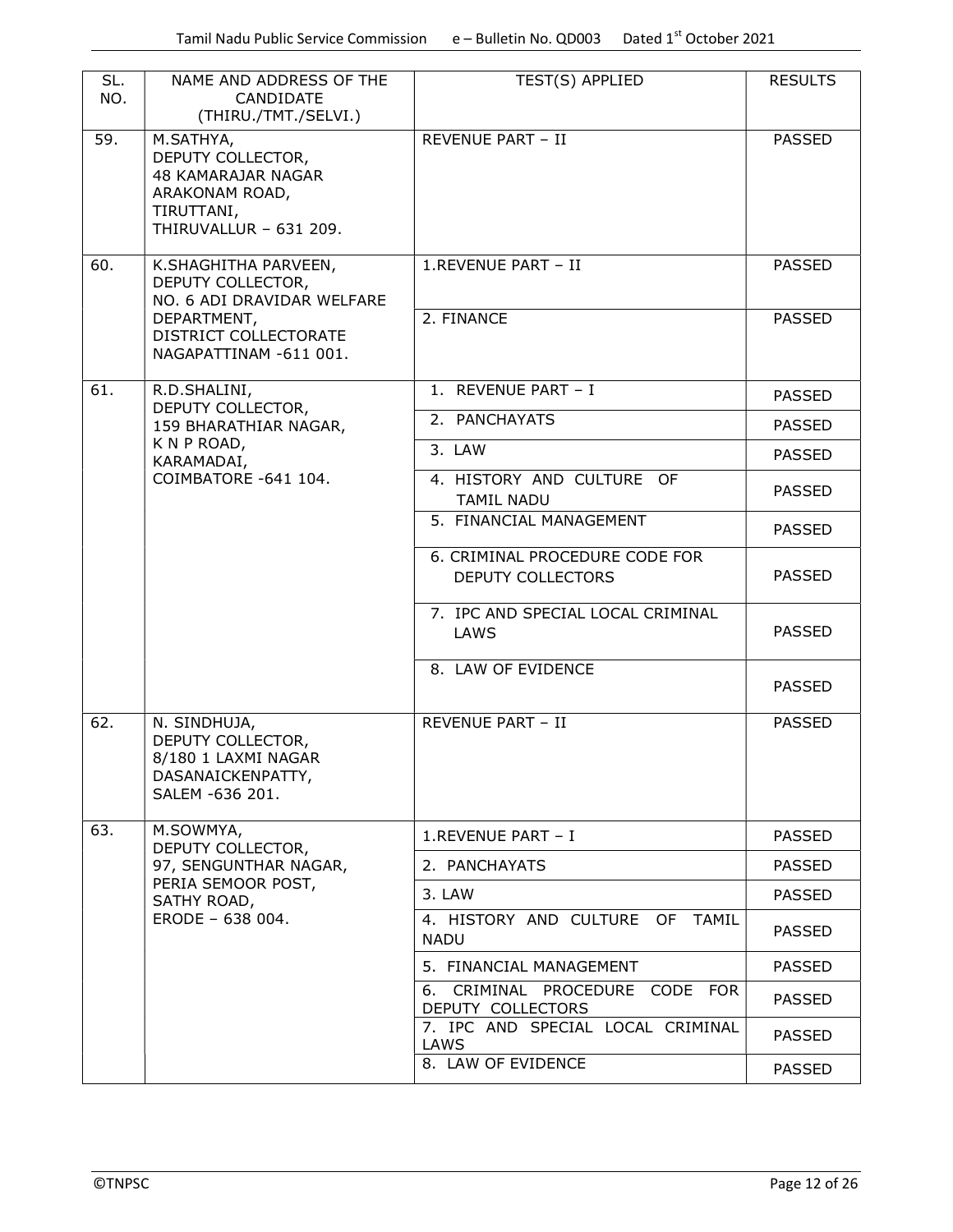| SL. NO. | NAME AND ADDRESS OF THE CANDIDATE (THIRU./TMT./SELVI.) | TEST(S) APPLIED | RESULTS |
|---|---|---|---|
| 59. | M.SATHYA, DEPUTY COLLECTOR, 48 KAMARAJAR NAGAR ARAKONAM ROAD, TIRUTTANI, THIRUVALLUR – 631 209. | REVENUE PART – II | PASSED |
| 60. | K.SHAGHITHA PARVEEN, DEPUTY COLLECTOR, NO. 6 ADI DRAVIDAR WELFARE DEPARTMENT, DISTRICT COLLECTORATE NAGAPATTINAM -611 001. | 1.REVENUE PART – II | PASSED |
| | | 2. FINANCE | PASSED |
| 61. | R.D.SHALINI, DEPUTY COLLECTOR, 159 BHARATHIAR NAGAR, K N P ROAD, KARAMADAI, COIMBATORE -641 104. | 1. REVENUE PART – I | PASSED |
| | | 2. PANCHAYATS | PASSED |
| | | 3. LAW | PASSED |
| | | 4. HISTORY AND CULTURE OF TAMIL NADU | PASSED |
| | | 5. FINANCIAL MANAGEMENT | PASSED |
| | | 6. CRIMINAL PROCEDURE CODE FOR DEPUTY COLLECTORS | PASSED |
| | | 7. IPC AND SPECIAL LOCAL CRIMINAL LAWS | PASSED |
| | | 8. LAW OF EVIDENCE | PASSED |
| 62. | N. SINDHUJA, DEPUTY COLLECTOR, 8/180 1 LAXMI NAGAR DASANAICKENPATTY, SALEM -636 201. | REVENUE PART – II | PASSED |
| 63. | M.SOWMYA, DEPUTY COLLECTOR, 97, SENGUNTHAR NAGAR, PERIA SEMOOR POST, SATHY ROAD, ERODE – 638 004. | 1.REVENUE PART – I | PASSED |
| | | 2. PANCHAYATS | PASSED |
| | | 3. LAW | PASSED |
| | | 4. HISTORY AND CULTURE OF TAMIL NADU | PASSED |
| | | 5. FINANCIAL MANAGEMENT | PASSED |
| | | 6. CRIMINAL PROCEDURE CODE FOR DEPUTY COLLECTORS | PASSED |
| | | 7. IPC AND SPECIAL LOCAL CRIMINAL LAWS | PASSED |
| | | 8. LAW OF EVIDENCE | PASSED |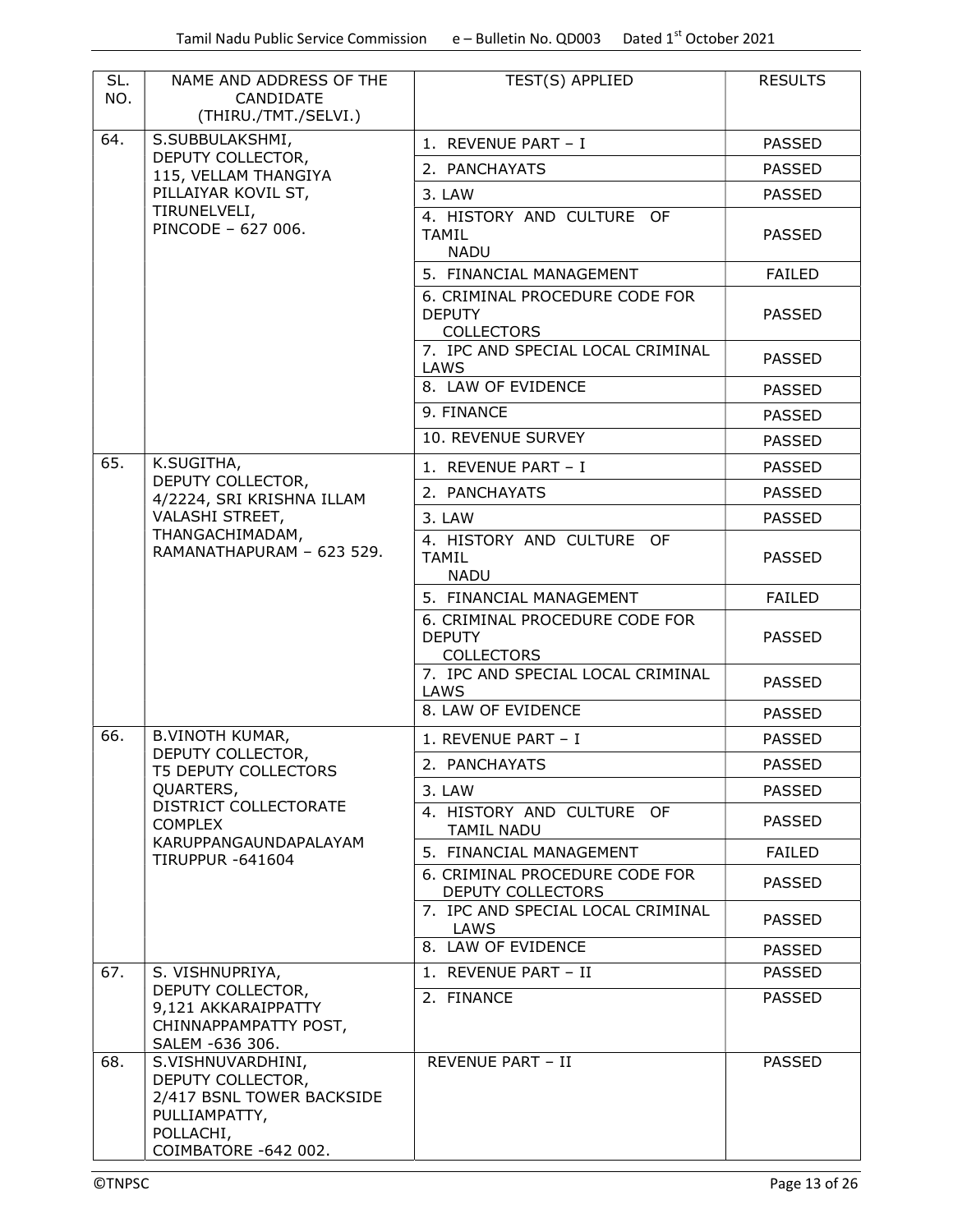| SL. NO. | NAME AND ADDRESS OF THE CANDIDATE (THIRU./TMT./SELVI.) | TEST(S) APPLIED | RESULTS |
|---|---|---|---|
| 64. | S.SUBBULAKSHMI, DEPUTY COLLECTOR, 115, VELLAM THANGIYA PILLAIYAR KOVIL ST, TIRUNELVELI, PINCODE – 627 006. | 1. REVENUE PART – I | PASSED |
| | | 2. PANCHAYATS | PASSED |
| | | 3. LAW | PASSED |
| | | 4. HISTORY AND CULTURE OF TAMIL NADU | PASSED |
| | | 5. FINANCIAL MANAGEMENT | FAILED |
| | | 6. CRIMINAL PROCEDURE CODE FOR DEPUTY COLLECTORS | PASSED |
| | | 7. IPC AND SPECIAL LOCAL CRIMINAL LAWS | PASSED |
| | | 8. LAW OF EVIDENCE | PASSED |
| | | 9. FINANCE | PASSED |
| | | 10. REVENUE SURVEY | PASSED |
| 65. | K.SUGITHA, DEPUTY COLLECTOR, 4/2224, SRI KRISHNA ILLAM VALASHI STREET, THANGACHIMADAM, RAMANATHAPURAM – 623 529. | 1. REVENUE PART – I | PASSED |
| | | 2. PANCHAYATS | PASSED |
| | | 3. LAW | PASSED |
| | | 4. HISTORY AND CULTURE OF TAMIL NADU | PASSED |
| | | 5. FINANCIAL MANAGEMENT | FAILED |
| | | 6. CRIMINAL PROCEDURE CODE FOR DEPUTY COLLECTORS | PASSED |
| | | 7. IPC AND SPECIAL LOCAL CRIMINAL LAWS | PASSED |
| | | 8. LAW OF EVIDENCE | PASSED |
| 66. | B.VINOTH KUMAR, DEPUTY COLLECTOR, T5 DEPUTY COLLECTORS QUARTERS, DISTRICT COLLECTORATE COMPLEX KARUPPANGAUNDAPALAYAM TIRUPPUR -641604 | 1. REVENUE PART – I | PASSED |
| | | 2. PANCHAYATS | PASSED |
| | | 3. LAW | PASSED |
| | | 4. HISTORY AND CULTURE OF TAMIL NADU | PASSED |
| | | 5. FINANCIAL MANAGEMENT | FAILED |
| | | 6. CRIMINAL PROCEDURE CODE FOR DEPUTY COLLECTORS | PASSED |
| | | 7. IPC AND SPECIAL LOCAL CRIMINAL LAWS | PASSED |
| | | 8. LAW OF EVIDENCE | PASSED |
| 67. | S. VISHNUPRIYA, DEPUTY COLLECTOR, 9,121 AKKARAIPPATTY CHINNAPPAMPATTY POST, SALEM -636 306. | 1. REVENUE PART – II | PASSED |
| | | 2. FINANCE | PASSED |
| 68. | S.VISHNUVARDHINI, DEPUTY COLLECTOR, 2/417 BSNL TOWER BACKSIDE PULLIAMPATTY, POLLACHI, COIMBATORE -642 002. | REVENUE PART – II | PASSED |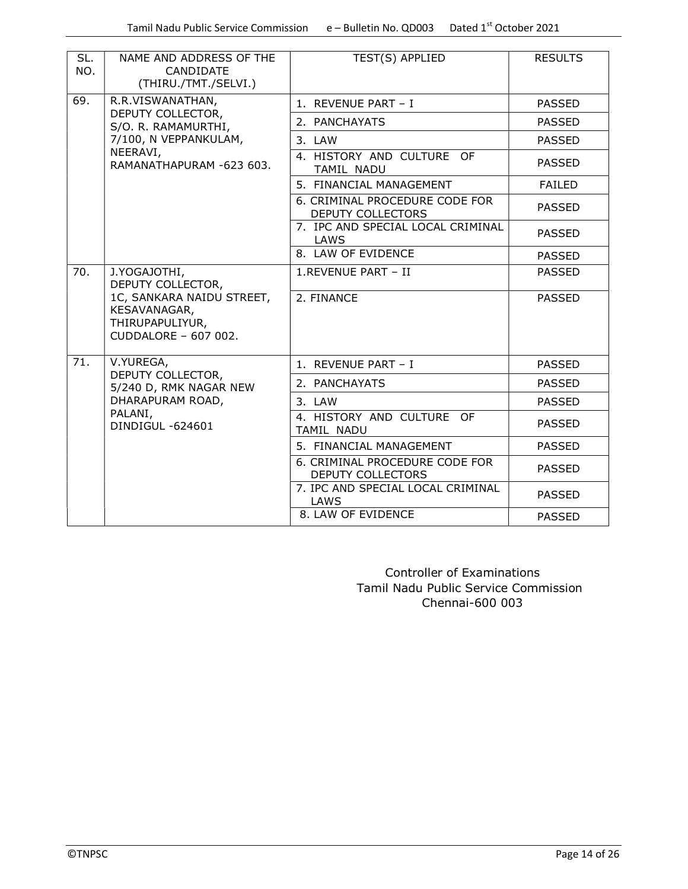| SL. NO. | NAME AND ADDRESS OF THE CANDIDATE (THIRU./TMT./SELVI.) | TEST(S) APPLIED | RESULTS |
|---|---|---|---|
| 69. | R.R.VISWANATHAN, DEPUTY COLLECTOR, S/O. R. RAMAMURTHI, 7/100, N VEPPANKULAM, NEERAVI, RAMANATHAPURAM -623 603. | 1. REVENUE PART – I | PASSED |
| | | 2. PANCHAYATS | PASSED |
| | | 3. LAW | PASSED |
| | | 4. HISTORY AND CULTURE OF TAMIL NADU | PASSED |
| | | 5. FINANCIAL MANAGEMENT | FAILED |
| | | 6. CRIMINAL PROCEDURE CODE FOR DEPUTY COLLECTORS | PASSED |
| | | 7. IPC AND SPECIAL LOCAL CRIMINAL LAWS | PASSED |
| | | 8. LAW OF EVIDENCE | PASSED |
| 70. | J.YOGAJOTHI, DEPUTY COLLECTOR, 1C, SANKARA NAIDU STREET, KESAVANAGAR, THIRUPAPULIYUR, CUDDALORE – 607 002. | 1.REVENUE PART – II | PASSED |
| | | 2. FINANCE | PASSED |
| 71. | V.YUREGA, DEPUTY COLLECTOR, 5/240 D, RMK NAGAR NEW DHARAPURAM ROAD, PALANI, DINDIGUL -624601 | 1. REVENUE PART – I | PASSED |
| | | 2. PANCHAYATS | PASSED |
| | | 3. LAW | PASSED |
| | | 4. HISTORY AND CULTURE OF TAMIL NADU | PASSED |
| | | 5. FINANCIAL MANAGEMENT | PASSED |
| | | 6. CRIMINAL PROCEDURE CODE FOR DEPUTY COLLECTORS | PASSED |
| | | 7. IPC AND SPECIAL LOCAL CRIMINAL LAWS | PASSED |
| | | 8. LAW OF EVIDENCE | PASSED |

Controller of Examinations
Tamil Nadu Public Service Commission
Chennai-600 003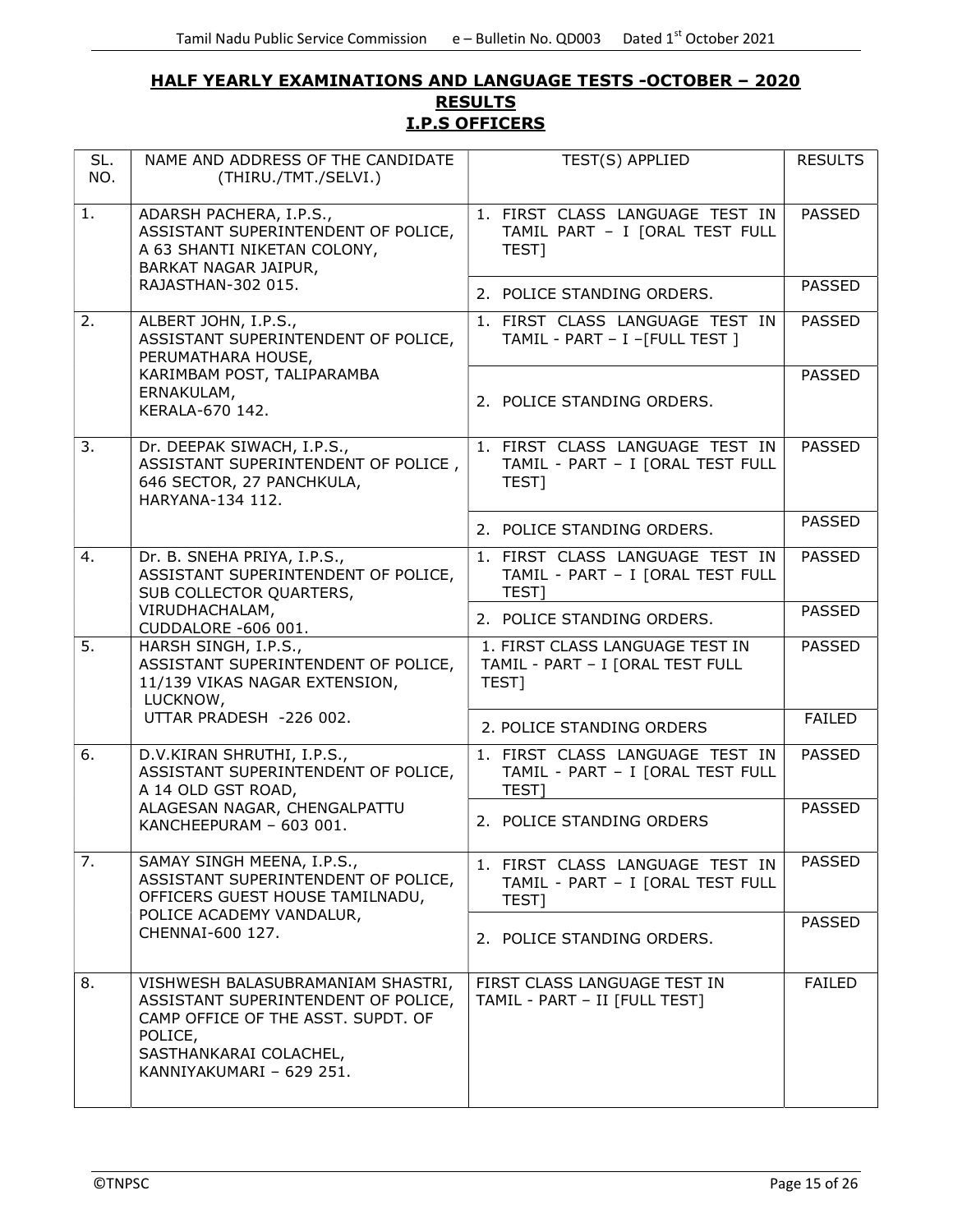## HALF YEARLY EXAMINATIONS AND LANGUAGE TESTS -OCTOBER – 2020

## RESULTS

## I.P.S OFFICERS

| SL. NO. | NAME AND ADDRESS OF THE CANDIDATE (THIRU./TMT./SELVI.) | TEST(S) APPLIED | RESULTS |
|---|---|---|---|
| 1. | ADARSH PACHERA, I.P.S., ASSISTANT SUPERINTENDENT OF POLICE, A 63 SHANTI NIKETAN COLONY, BARKAT NAGAR JAIPUR, RAJASTHAN-302 015. | 1. FIRST CLASS LANGUAGE TEST IN TAMIL PART – I [ORAL TEST FULL TEST] | PASSED |
| | | 2. POLICE STANDING ORDERS. | PASSED |
| 2. | ALBERT JOHN, I.P.S., ASSISTANT SUPERINTENDENT OF POLICE, PERUMATHARA HOUSE, KARIMBAM POST, TALIPARAMBA ERNAKULAM, KERALA-670 142. | 1. FIRST CLASS LANGUAGE TEST IN TAMIL - PART – I –[FULL TEST ] | PASSED |
| | | 2. POLICE STANDING ORDERS. | PASSED |
| 3. | Dr. DEEPAK SIWACH, I.P.S., ASSISTANT SUPERINTENDENT OF POLICE , 646 SECTOR, 27 PANCHKULA, HARYANA-134 112. | 1. FIRST CLASS LANGUAGE TEST IN TAMIL - PART – I [ORAL TEST FULL TEST] | PASSED |
| | | 2. POLICE STANDING ORDERS. | PASSED |
| 4. | Dr. B. SNEHA PRIYA, I.P.S., ASSISTANT SUPERINTENDENT OF POLICE, SUB COLLECTOR QUARTERS, VIRUDHACHALAM, CUDDALORE -606 001. | 1. FIRST CLASS LANGUAGE TEST IN TAMIL - PART – I [ORAL TEST FULL TEST] | PASSED |
| | | 2. POLICE STANDING ORDERS. | PASSED |
| 5. | HARSH SINGH, I.P.S., ASSISTANT SUPERINTENDENT OF POLICE, 11/139 VIKAS NAGAR EXTENSION, LUCKNOW, UTTAR PRADESH -226 002. | 1. FIRST CLASS LANGUAGE TEST IN TAMIL - PART – I [ORAL TEST FULL TEST] | PASSED |
| | | 2. POLICE STANDING ORDERS | FAILED |
| 6. | D.V.KIRAN SHRUTHI, I.P.S., ASSISTANT SUPERINTENDENT OF POLICE, A 14 OLD GST ROAD, ALAGESAN NAGAR, CHENGALPATTU KANCHEEPURAM – 603 001. | 1. FIRST CLASS LANGUAGE TEST IN TAMIL - PART – I [ORAL TEST FULL TEST] | PASSED |
| | | 2. POLICE STANDING ORDERS | PASSED |
| 7. | SAMAY SINGH MEENA, I.P.S., ASSISTANT SUPERINTENDENT OF POLICE, OFFICERS GUEST HOUSE TAMILNADU, POLICE ACADEMY VANDALUR, CHENNAI-600 127. | 1. FIRST CLASS LANGUAGE TEST IN TAMIL - PART – I [ORAL TEST FULL TEST] | PASSED |
| | | 2. POLICE STANDING ORDERS. | PASSED |
| 8. | VISHWESH BALASUBRAMANIAM SHASTRI, ASSISTANT SUPERINTENDENT OF POLICE, CAMP OFFICE OF THE ASST. SUPDT. OF POLICE, SASTHANKARAI COLACHEL, KANNIYAKUMARI – 629 251. | FIRST CLASS LANGUAGE TEST IN TAMIL - PART – II [FULL TEST] | FAILED |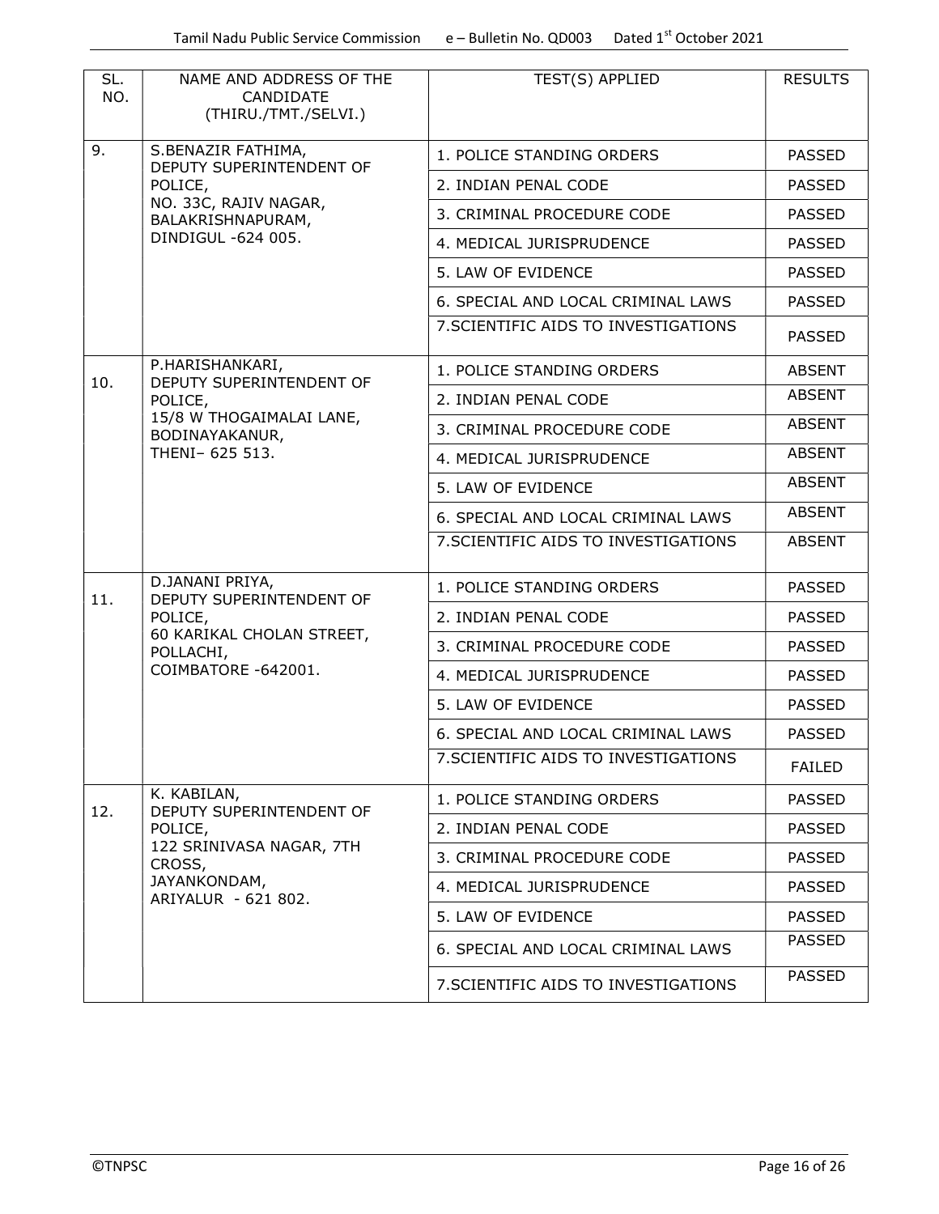| SL. NO. | NAME AND ADDRESS OF THE CANDIDATE (THIRU./TMT./SELVI.) | TEST(S) APPLIED | RESULTS |
|---|---|---|---|
| 9. | S.BENAZIR FATHIMA, DEPUTY SUPERINTENDENT OF POLICE, NO. 33C, RAJIV NAGAR, BALAKRISHNAPURAM, DINDIGUL -624 005. | 1. POLICE STANDING ORDERS | PASSED |
| | | 2. INDIAN PENAL CODE | PASSED |
| | | 3. CRIMINAL PROCEDURE CODE | PASSED |
| | | 4. MEDICAL JURISPRUDENCE | PASSED |
| | | 5. LAW OF EVIDENCE | PASSED |
| | | 6. SPECIAL AND LOCAL CRIMINAL LAWS | PASSED |
| | | 7.SCIENTIFIC AIDS TO INVESTIGATIONS | PASSED |
| 10. | P.HARISHANKARI, DEPUTY SUPERINTENDENT OF POLICE, 15/8 W THOGAIMALAI LANE, BODINAYAKANUR, THENI– 625 513. | 1. POLICE STANDING ORDERS | ABSENT |
| | | 2. INDIAN PENAL CODE | ABSENT |
| | | 3. CRIMINAL PROCEDURE CODE | ABSENT |
| | | 4. MEDICAL JURISPRUDENCE | ABSENT |
| | | 5. LAW OF EVIDENCE | ABSENT |
| | | 6. SPECIAL AND LOCAL CRIMINAL LAWS | ABSENT |
| | | 7.SCIENTIFIC AIDS TO INVESTIGATIONS | ABSENT |
| 11. | D.JANANI PRIYA, DEPUTY SUPERINTENDENT OF POLICE, 60 KARIKAL CHOLAN STREET, POLLACHI, COIMBATORE -642001. | 1. POLICE STANDING ORDERS | PASSED |
| | | 2. INDIAN PENAL CODE | PASSED |
| | | 3. CRIMINAL PROCEDURE CODE | PASSED |
| | | 4. MEDICAL JURISPRUDENCE | PASSED |
| | | 5. LAW OF EVIDENCE | PASSED |
| | | 6. SPECIAL AND LOCAL CRIMINAL LAWS | PASSED |
| | | 7.SCIENTIFIC AIDS TO INVESTIGATIONS | FAILED |
| 12. | K. KABILAN, DEPUTY SUPERINTENDENT OF POLICE, 122 SRINIVASA NAGAR, 7TH CROSS, JAYANKONDAM, ARIYALUR - 621 802. | 1. POLICE STANDING ORDERS | PASSED |
| | | 2. INDIAN PENAL CODE | PASSED |
| | | 3. CRIMINAL PROCEDURE CODE | PASSED |
| | | 4. MEDICAL JURISPRUDENCE | PASSED |
| | | 5. LAW OF EVIDENCE | PASSED |
| | | 6. SPECIAL AND LOCAL CRIMINAL LAWS | PASSED |
| | | 7.SCIENTIFIC AIDS TO INVESTIGATIONS | PASSED |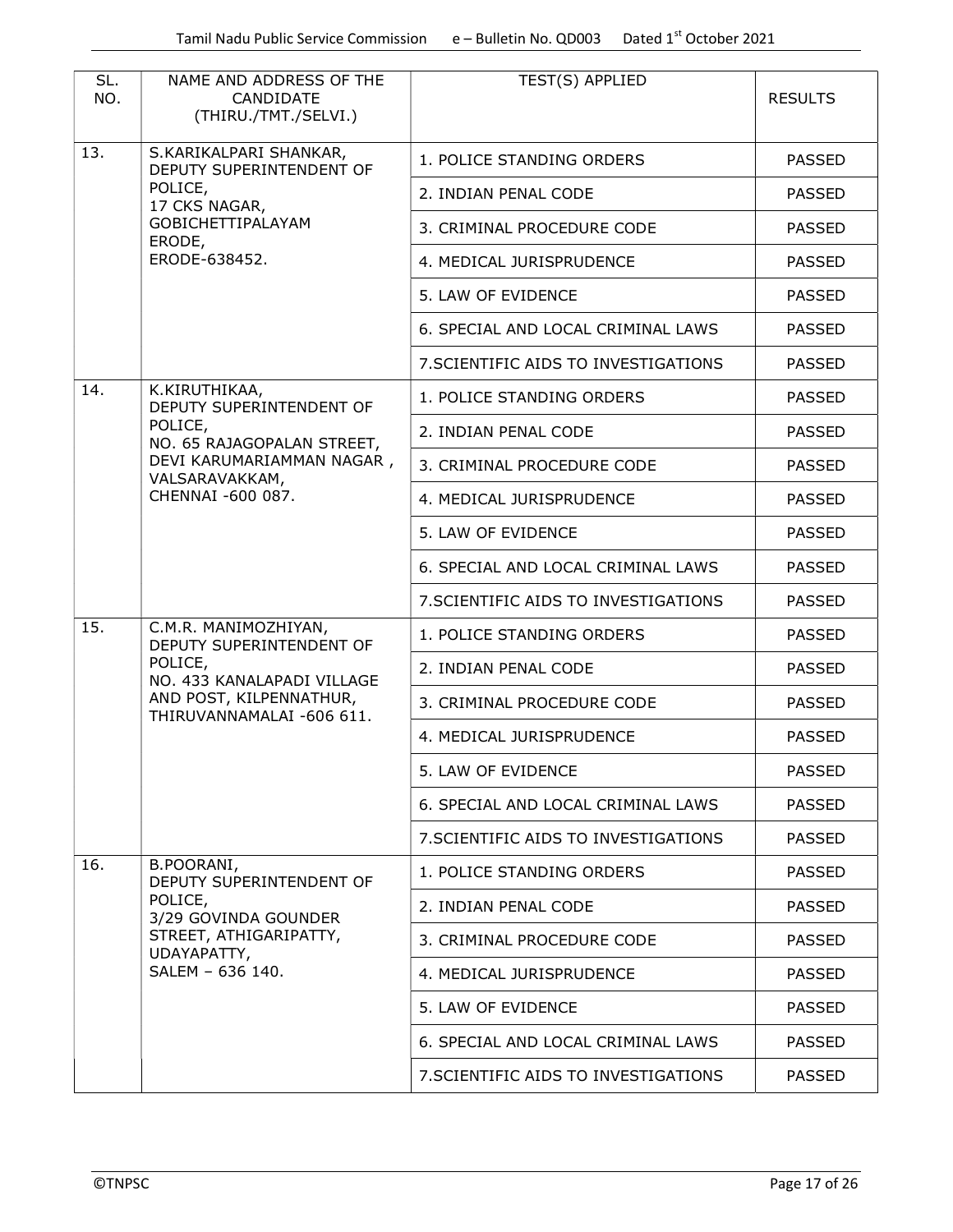| SL. NO. | NAME AND ADDRESS OF THE CANDIDATE (THIRU./TMT./SELVI.) | TEST(S) APPLIED | RESULTS |
|---|---|---|---|
| 13. | S.KARIKALPARI SHANKAR, DEPUTY SUPERINTENDENT OF POLICE, 17 CKS NAGAR, GOBICHETTIPALAYAM ERODE, ERODE-638452. | 1. POLICE STANDING ORDERS | PASSED |
| | | 2. INDIAN PENAL CODE | PASSED |
| | | 3. CRIMINAL PROCEDURE CODE | PASSED |
| | | 4. MEDICAL JURISPRUDENCE | PASSED |
| | | 5. LAW OF EVIDENCE | PASSED |
| | | 6. SPECIAL AND LOCAL CRIMINAL LAWS | PASSED |
| | | 7.SCIENTIFIC AIDS TO INVESTIGATIONS | PASSED |
| 14. | K.KIRUTHIKAA, DEPUTY SUPERINTENDENT OF POLICE, NO. 65 RAJAGOPALAN STREET, DEVI KARUMARIAMMAN NAGAR , VALSARAVAKKAM, CHENNAI -600 087. | 1. POLICE STANDING ORDERS | PASSED |
| | | 2. INDIAN PENAL CODE | PASSED |
| | | 3. CRIMINAL PROCEDURE CODE | PASSED |
| | | 4. MEDICAL JURISPRUDENCE | PASSED |
| | | 5. LAW OF EVIDENCE | PASSED |
| | | 6. SPECIAL AND LOCAL CRIMINAL LAWS | PASSED |
| | | 7.SCIENTIFIC AIDS TO INVESTIGATIONS | PASSED |
| 15. | C.M.R. MANIMOZHIYAN, DEPUTY SUPERINTENDENT OF POLICE, NO. 433 KANALAPADI VILLAGE AND POST, KILPENNATHUR, THIRUVANNAMALAI -606 611. | 1. POLICE STANDING ORDERS | PASSED |
| | | 2. INDIAN PENAL CODE | PASSED |
| | | 3. CRIMINAL PROCEDURE CODE | PASSED |
| | | 4. MEDICAL JURISPRUDENCE | PASSED |
| | | 5. LAW OF EVIDENCE | PASSED |
| | | 6. SPECIAL AND LOCAL CRIMINAL LAWS | PASSED |
| | | 7.SCIENTIFIC AIDS TO INVESTIGATIONS | PASSED |
| 16. | B.POORANI, DEPUTY SUPERINTENDENT OF POLICE, 3/29 GOVINDA GOUNDER STREET, ATHIGARIPATTY, UDAYAPATTY, SALEM – 636 140. | 1. POLICE STANDING ORDERS | PASSED |
| | | 2. INDIAN PENAL CODE | PASSED |
| | | 3. CRIMINAL PROCEDURE CODE | PASSED |
| | | 4. MEDICAL JURISPRUDENCE | PASSED |
| | | 5. LAW OF EVIDENCE | PASSED |
| | | 6. SPECIAL AND LOCAL CRIMINAL LAWS | PASSED |
| | | 7.SCIENTIFIC AIDS TO INVESTIGATIONS | PASSED |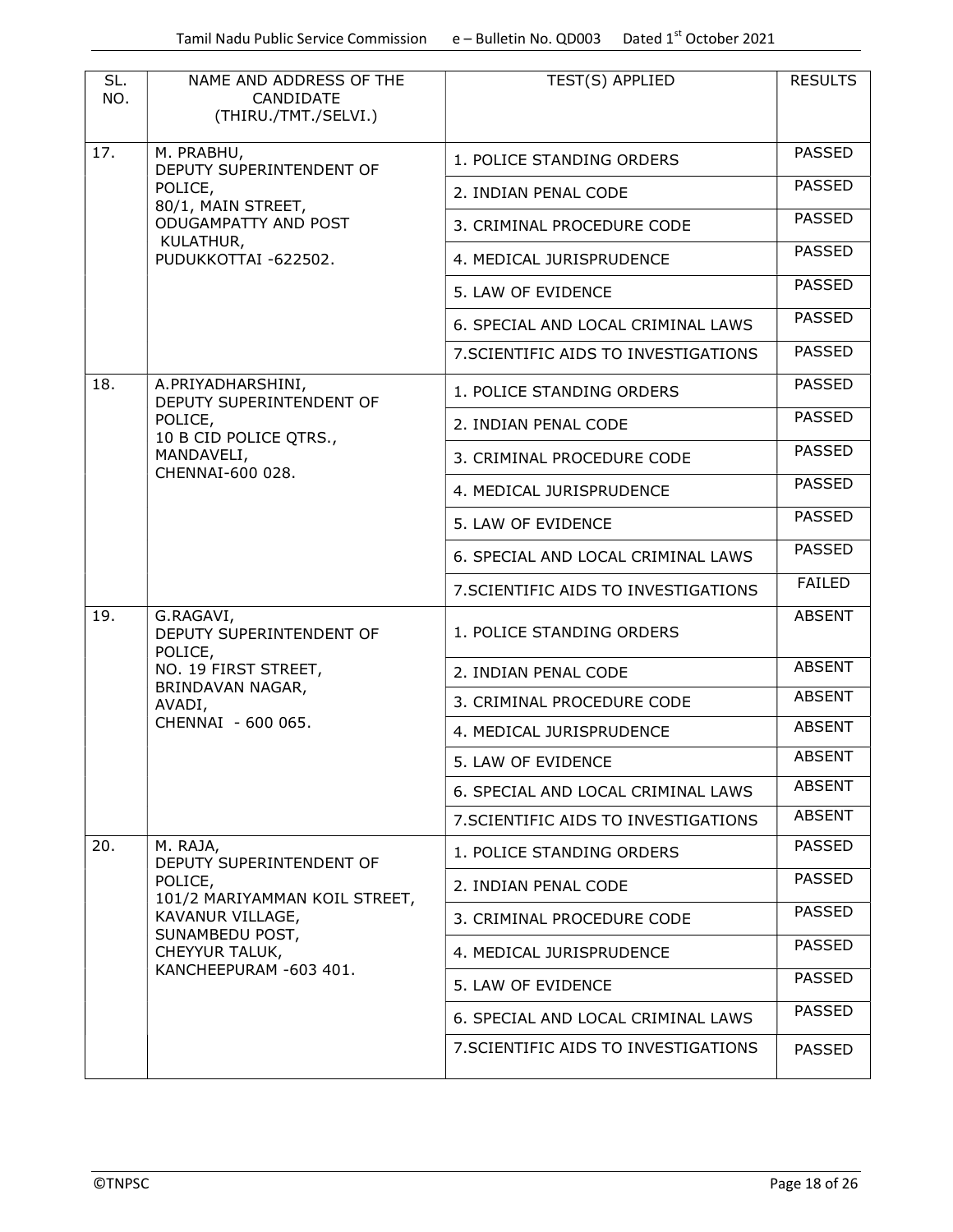| SL. NO. | NAME AND ADDRESS OF THE CANDIDATE (THIRU./TMT./SELVI.) | TEST(S) APPLIED | RESULTS |
|---|---|---|---|
| 17. | M. PRABHU, DEPUTY SUPERINTENDENT OF POLICE, 80/1, MAIN STREET, ODUGAMPATTY AND POST KULATHUR, PUDUKKOTTAI -622502. | 1. POLICE STANDING ORDERS | PASSED |
| | | 2. INDIAN PENAL CODE | PASSED |
| | | 3. CRIMINAL PROCEDURE CODE | PASSED |
| | | 4. MEDICAL JURISPRUDENCE | PASSED |
| | | 5. LAW OF EVIDENCE | PASSED |
| | | 6. SPECIAL AND LOCAL CRIMINAL LAWS | PASSED |
| | | 7.SCIENTIFIC AIDS TO INVESTIGATIONS | PASSED |
| 18. | A.PRIYADHARSHINI, DEPUTY SUPERINTENDENT OF POLICE, 10 B CID POLICE QTRS., MANDAVELI, CHENNAI-600 028. | 1. POLICE STANDING ORDERS | PASSED |
| | | 2. INDIAN PENAL CODE | PASSED |
| | | 3. CRIMINAL PROCEDURE CODE | PASSED |
| | | 4. MEDICAL JURISPRUDENCE | PASSED |
| | | 5. LAW OF EVIDENCE | PASSED |
| | | 6. SPECIAL AND LOCAL CRIMINAL LAWS | PASSED |
| | | 7.SCIENTIFIC AIDS TO INVESTIGATIONS | FAILED |
| 19. | G.RAGAVI, DEPUTY SUPERINTENDENT OF POLICE, NO. 19 FIRST STREET, BRINDAVAN NAGAR, AVADI, CHENNAI - 600 065. | 1. POLICE STANDING ORDERS | ABSENT |
| | | 2. INDIAN PENAL CODE | ABSENT |
| | | 3. CRIMINAL PROCEDURE CODE | ABSENT |
| | | 4. MEDICAL JURISPRUDENCE | ABSENT |
| | | 5. LAW OF EVIDENCE | ABSENT |
| | | 6. SPECIAL AND LOCAL CRIMINAL LAWS | ABSENT |
| | | 7.SCIENTIFIC AIDS TO INVESTIGATIONS | ABSENT |
| 20. | M. RAJA, DEPUTY SUPERINTENDENT OF POLICE, 101/2 MARIYAMMAN KOIL STREET, KAVANUR VILLAGE, SUNAMBEDU POST, CHEYYUR TALUK, KANCHEEPURAM -603 401. | 1. POLICE STANDING ORDERS | PASSED |
| | | 2. INDIAN PENAL CODE | PASSED |
| | | 3. CRIMINAL PROCEDURE CODE | PASSED |
| | | 4. MEDICAL JURISPRUDENCE | PASSED |
| | | 5. LAW OF EVIDENCE | PASSED |
| | | 6. SPECIAL AND LOCAL CRIMINAL LAWS | PASSED |
| | | 7.SCIENTIFIC AIDS TO INVESTIGATIONS | PASSED |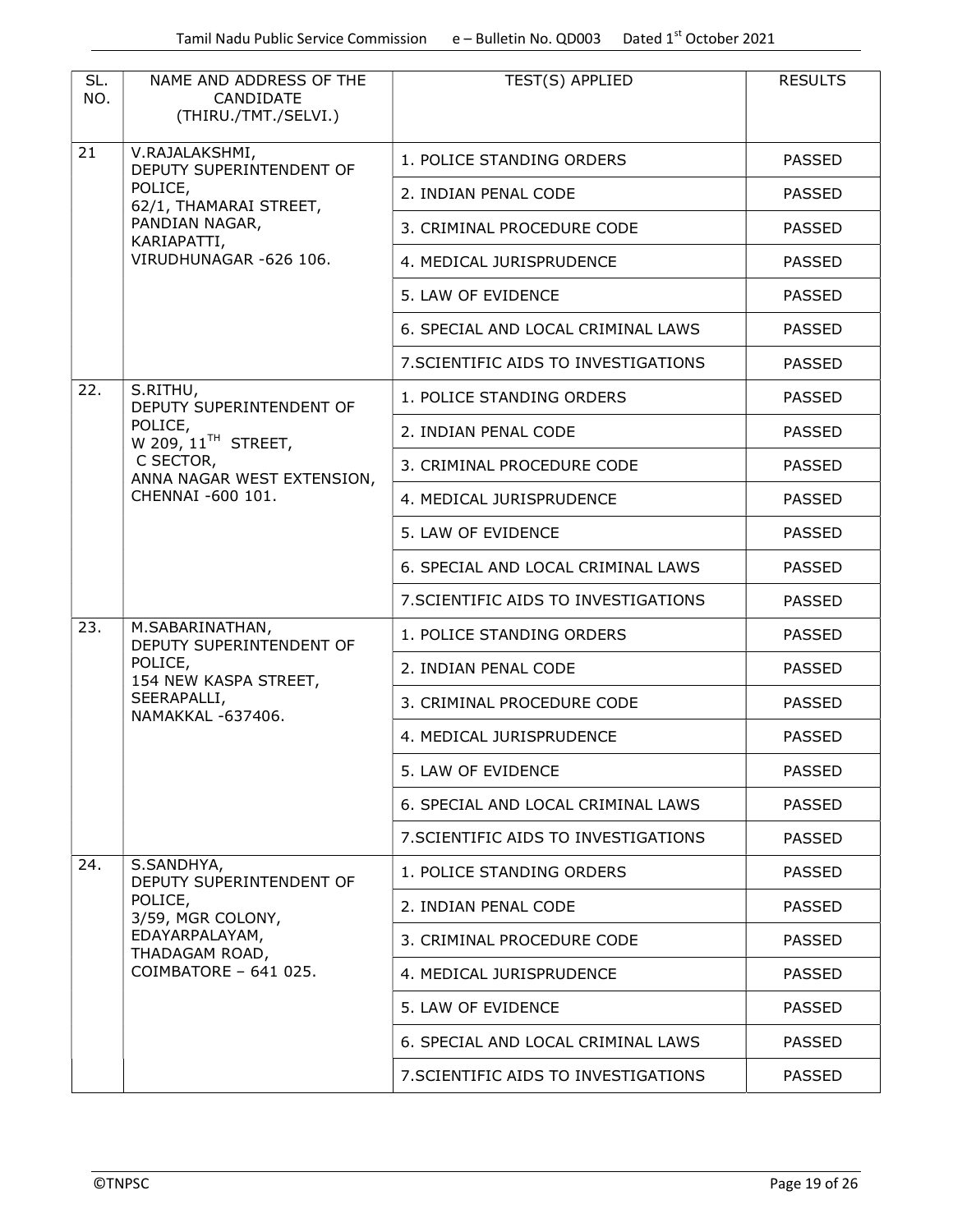| SL. NO. | NAME AND ADDRESS OF THE CANDIDATE (THIRU./TMT./SELVI.) | TEST(S) APPLIED | RESULTS |
|---|---|---|---|
| 21 | V.RAJALAKSHMI, DEPUTY SUPERINTENDENT OF POLICE, 62/1, THAMARAI STREET, PANDIAN NAGAR, KARIAPATTI, VIRUDHUNAGAR -626 106. | 1. POLICE STANDING ORDERS | PASSED |
| | | 2. INDIAN PENAL CODE | PASSED |
| | | 3. CRIMINAL PROCEDURE CODE | PASSED |
| | | 4. MEDICAL JURISPRUDENCE | PASSED |
| | | 5. LAW OF EVIDENCE | PASSED |
| | | 6. SPECIAL AND LOCAL CRIMINAL LAWS | PASSED |
| | | 7.SCIENTIFIC AIDS TO INVESTIGATIONS | PASSED |
| 22. | S.RITHU, DEPUTY SUPERINTENDENT OF POLICE, W 209, 11TH STREET, C SECTOR, ANNA NAGAR WEST EXTENSION, CHENNAI -600 101. | 1. POLICE STANDING ORDERS | PASSED |
| | | 2. INDIAN PENAL CODE | PASSED |
| | | 3. CRIMINAL PROCEDURE CODE | PASSED |
| | | 4. MEDICAL JURISPRUDENCE | PASSED |
| | | 5. LAW OF EVIDENCE | PASSED |
| | | 6. SPECIAL AND LOCAL CRIMINAL LAWS | PASSED |
| | | 7.SCIENTIFIC AIDS TO INVESTIGATIONS | PASSED |
| 23. | M.SABARINATHAN, DEPUTY SUPERINTENDENT OF POLICE, 154 NEW KASPA STREET, SEERAPALLI, NAMAKKAL -637406. | 1. POLICE STANDING ORDERS | PASSED |
| | | 2. INDIAN PENAL CODE | PASSED |
| | | 3. CRIMINAL PROCEDURE CODE | PASSED |
| | | 4. MEDICAL JURISPRUDENCE | PASSED |
| | | 5. LAW OF EVIDENCE | PASSED |
| | | 6. SPECIAL AND LOCAL CRIMINAL LAWS | PASSED |
| | | 7.SCIENTIFIC AIDS TO INVESTIGATIONS | PASSED |
| 24. | S.SANDHYA, DEPUTY SUPERINTENDENT OF POLICE, 3/59, MGR COLONY, EDAYARPALAYAM, THADAGAM ROAD, COIMBATORE – 641 025. | 1. POLICE STANDING ORDERS | PASSED |
| | | 2. INDIAN PENAL CODE | PASSED |
| | | 3. CRIMINAL PROCEDURE CODE | PASSED |
| | | 4. MEDICAL JURISPRUDENCE | PASSED |
| | | 5. LAW OF EVIDENCE | PASSED |
| | | 6. SPECIAL AND LOCAL CRIMINAL LAWS | PASSED |
| | | 7.SCIENTIFIC AIDS TO INVESTIGATIONS | PASSED |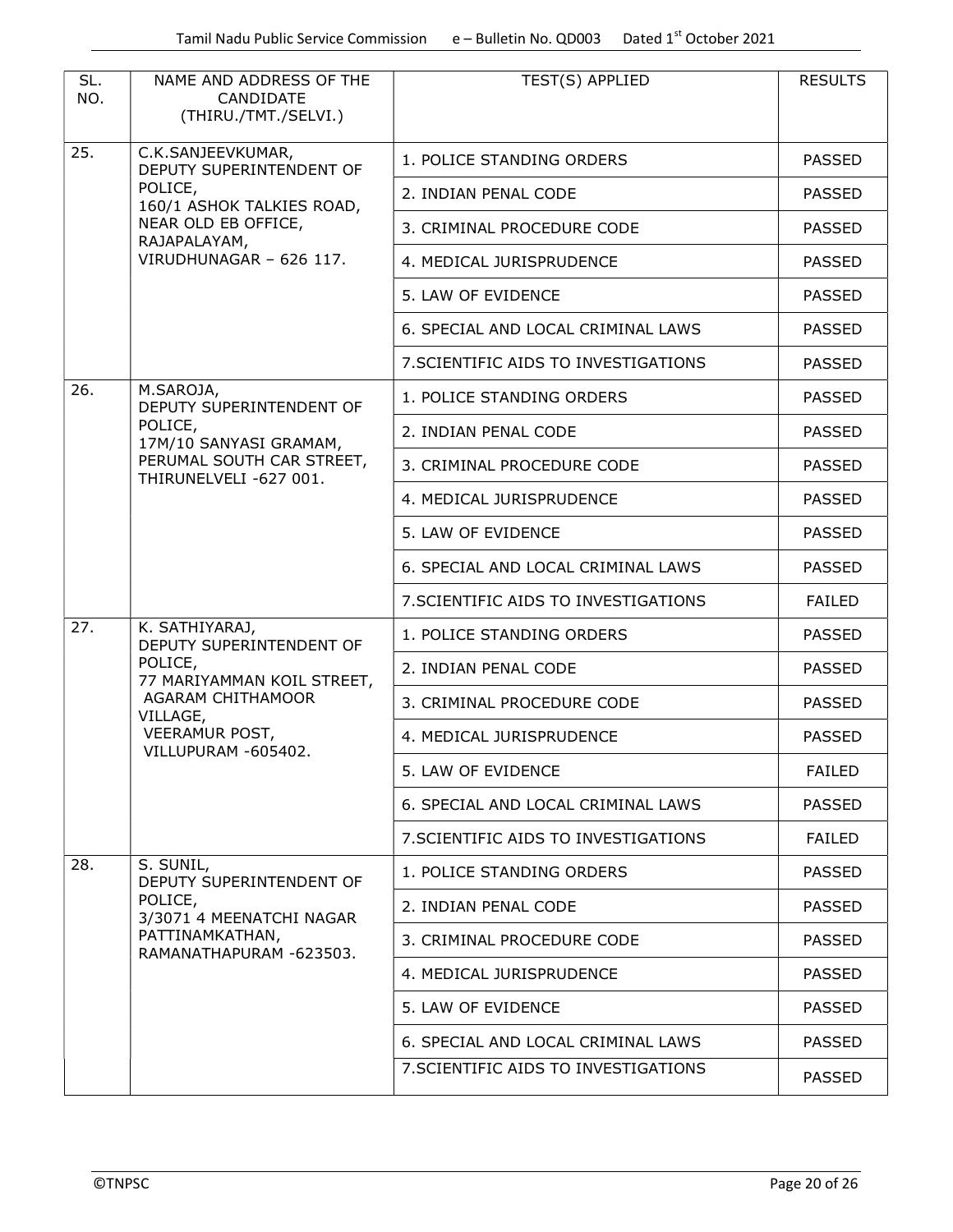| SL. NO. | NAME AND ADDRESS OF THE CANDIDATE (THIRU./TMT./SELVI.) | TEST(S) APPLIED | RESULTS |
|---|---|---|---|
| 25. | C.K.SANJEEVKUMAR, DEPUTY SUPERINTENDENT OF POLICE, 160/1 ASHOK TALKIES ROAD, NEAR OLD EB OFFICE, RAJAPALAYAM, VIRUDHUNAGAR – 626 117. | 1. POLICE STANDING ORDERS | PASSED |
| | | 2. INDIAN PENAL CODE | PASSED |
| | | 3. CRIMINAL PROCEDURE CODE | PASSED |
| | | 4. MEDICAL JURISPRUDENCE | PASSED |
| | | 5. LAW OF EVIDENCE | PASSED |
| | | 6. SPECIAL AND LOCAL CRIMINAL LAWS | PASSED |
| | | 7.SCIENTIFIC AIDS TO INVESTIGATIONS | PASSED |
| 26. | M.SAROJA, DEPUTY SUPERINTENDENT OF POLICE, 17M/10 SANYASI GRAMAM, PERUMAL SOUTH CAR STREET, THIRUNELVELI -627 001. | 1. POLICE STANDING ORDERS | PASSED |
| | | 2. INDIAN PENAL CODE | PASSED |
| | | 3. CRIMINAL PROCEDURE CODE | PASSED |
| | | 4. MEDICAL JURISPRUDENCE | PASSED |
| | | 5. LAW OF EVIDENCE | PASSED |
| | | 6. SPECIAL AND LOCAL CRIMINAL LAWS | PASSED |
| | | 7.SCIENTIFIC AIDS TO INVESTIGATIONS | FAILED |
| 27. | K. SATHIYARAJ, DEPUTY SUPERINTENDENT OF POLICE, 77 MARIYAMMAN KOIL STREET, AGARAM CHITHAMOOR VILLAGE, VEERAMUR POST, VILLUPURAM -605402. | 1. POLICE STANDING ORDERS | PASSED |
| | | 2. INDIAN PENAL CODE | PASSED |
| | | 3. CRIMINAL PROCEDURE CODE | PASSED |
| | | 4. MEDICAL JURISPRUDENCE | PASSED |
| | | 5. LAW OF EVIDENCE | FAILED |
| | | 6. SPECIAL AND LOCAL CRIMINAL LAWS | PASSED |
| | | 7.SCIENTIFIC AIDS TO INVESTIGATIONS | FAILED |
| 28. | S. SUNIL, DEPUTY SUPERINTENDENT OF POLICE, 3/3071 4 MEENATCHI NAGAR PATTINAMKATHAN, RAMANATHAPURAM -623503. | 1. POLICE STANDING ORDERS | PASSED |
| | | 2. INDIAN PENAL CODE | PASSED |
| | | 3. CRIMINAL PROCEDURE CODE | PASSED |
| | | 4. MEDICAL JURISPRUDENCE | PASSED |
| | | 5. LAW OF EVIDENCE | PASSED |
| | | 6. SPECIAL AND LOCAL CRIMINAL LAWS | PASSED |
| | | 7.SCIENTIFIC AIDS TO INVESTIGATIONS | PASSED |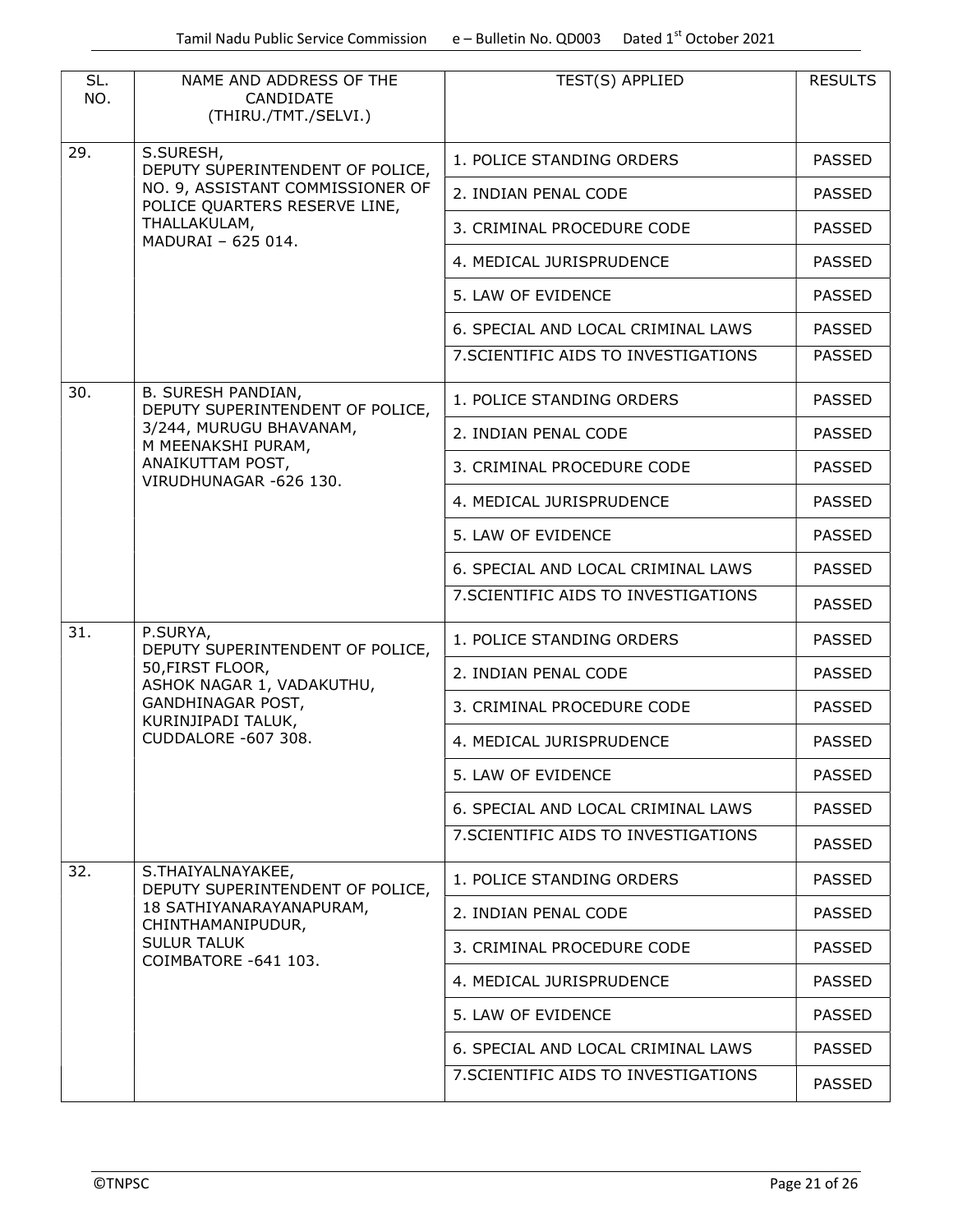| SL. NO. | NAME AND ADDRESS OF THE CANDIDATE (THIRU./TMT./SELVI.) | TEST(S) APPLIED | RESULTS |
|---|---|---|---|
| 29. | S.SURESH, DEPUTY SUPERINTENDENT OF POLICE, NO. 9, ASSISTANT COMMISSIONER OF POLICE QUARTERS RESERVE LINE, THALLAKULAM, MADURAI – 625 014. | 1. POLICE STANDING ORDERS | PASSED |
| | | 2. INDIAN PENAL CODE | PASSED |
| | | 3. CRIMINAL PROCEDURE CODE | PASSED |
| | | 4. MEDICAL JURISPRUDENCE | PASSED |
| | | 5. LAW OF EVIDENCE | PASSED |
| | | 6. SPECIAL AND LOCAL CRIMINAL LAWS | PASSED |
| | | 7.SCIENTIFIC AIDS TO INVESTIGATIONS | PASSED |
| 30. | B. SURESH PANDIAN, DEPUTY SUPERINTENDENT OF POLICE, 3/244, MURUGU BHAVANAM, M MEENAKSHI PURAM, ANAIKUTTAM POST, VIRUDHUNAGAR -626 130. | 1. POLICE STANDING ORDERS | PASSED |
| | | 2. INDIAN PENAL CODE | PASSED |
| | | 3. CRIMINAL PROCEDURE CODE | PASSED |
| | | 4. MEDICAL JURISPRUDENCE | PASSED |
| | | 5. LAW OF EVIDENCE | PASSED |
| | | 6. SPECIAL AND LOCAL CRIMINAL LAWS | PASSED |
| | | 7.SCIENTIFIC AIDS TO INVESTIGATIONS | PASSED |
| 31. | P.SURYA, DEPUTY SUPERINTENDENT OF POLICE, 50,FIRST FLOOR, ASHOK NAGAR 1, VADAKUTHU, GANDHINAGAR POST, KURINJIPADI TALUK, CUDDALORE -607 308. | 1. POLICE STANDING ORDERS | PASSED |
| | | 2. INDIAN PENAL CODE | PASSED |
| | | 3. CRIMINAL PROCEDURE CODE | PASSED |
| | | 4. MEDICAL JURISPRUDENCE | PASSED |
| | | 5. LAW OF EVIDENCE | PASSED |
| | | 6. SPECIAL AND LOCAL CRIMINAL LAWS | PASSED |
| | | 7.SCIENTIFIC AIDS TO INVESTIGATIONS | PASSED |
| 32. | S.THAIYALNAYAKEE, DEPUTY SUPERINTENDENT OF POLICE, 18 SATHIYANARAYANAPURAM, CHINTHAMANIPUDUR, SULUR TALUK COIMBATORE -641 103. | 1. POLICE STANDING ORDERS | PASSED |
| | | 2. INDIAN PENAL CODE | PASSED |
| | | 3. CRIMINAL PROCEDURE CODE | PASSED |
| | | 4. MEDICAL JURISPRUDENCE | PASSED |
| | | 5. LAW OF EVIDENCE | PASSED |
| | | 6. SPECIAL AND LOCAL CRIMINAL LAWS | PASSED |
| | | 7.SCIENTIFIC AIDS TO INVESTIGATIONS | PASSED |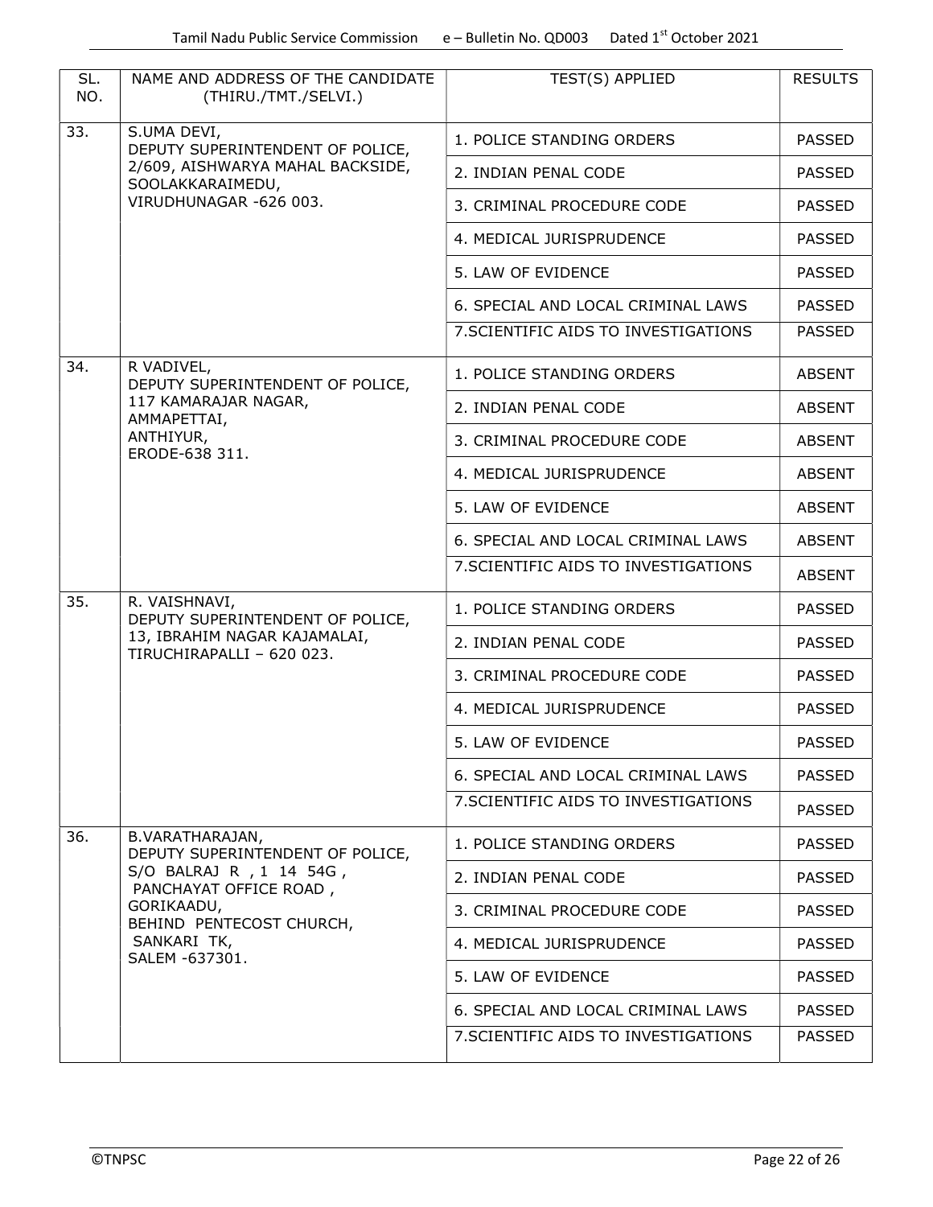| SL. NO. | NAME AND ADDRESS OF THE CANDIDATE (THIRU./TMT./SELVI.) | TEST(S) APPLIED | RESULTS |
|---|---|---|---|
| 33. | S.UMA DEVI, DEPUTY SUPERINTENDENT OF POLICE, 2/609, AISHWARYA MAHAL BACKSIDE, SOOLAKKARAIMEDU, VIRUDHUNAGAR -626 003. | 1. POLICE STANDING ORDERS | PASSED |
| | | 2. INDIAN PENAL CODE | PASSED |
| | | 3. CRIMINAL PROCEDURE CODE | PASSED |
| | | 4. MEDICAL JURISPRUDENCE | PASSED |
| | | 5. LAW OF EVIDENCE | PASSED |
| | | 6. SPECIAL AND LOCAL CRIMINAL LAWS | PASSED |
| | | 7.SCIENTIFIC AIDS TO INVESTIGATIONS | PASSED |
| 34. | R VADIVEL, DEPUTY SUPERINTENDENT OF POLICE, 117 KAMARAJAR NAGAR, AMMAPETTAI, ANTHIYUR, ERODE-638 311. | 1. POLICE STANDING ORDERS | ABSENT |
| | | 2. INDIAN PENAL CODE | ABSENT |
| | | 3. CRIMINAL PROCEDURE CODE | ABSENT |
| | | 4. MEDICAL JURISPRUDENCE | ABSENT |
| | | 5. LAW OF EVIDENCE | ABSENT |
| | | 6. SPECIAL AND LOCAL CRIMINAL LAWS | ABSENT |
| | | 7.SCIENTIFIC AIDS TO INVESTIGATIONS | ABSENT |
| 35. | R. VAISHNAVI, DEPUTY SUPERINTENDENT OF POLICE, 13, IBRAHIM NAGAR KAJAMALAI, TIRUCHIRAPALLI – 620 023. | 1. POLICE STANDING ORDERS | PASSED |
| | | 2. INDIAN PENAL CODE | PASSED |
| | | 3. CRIMINAL PROCEDURE CODE | PASSED |
| | | 4. MEDICAL JURISPRUDENCE | PASSED |
| | | 5. LAW OF EVIDENCE | PASSED |
| | | 6. SPECIAL AND LOCAL CRIMINAL LAWS | PASSED |
| | | 7.SCIENTIFIC AIDS TO INVESTIGATIONS | PASSED |
| 36. | B.VARATHARAJAN, DEPUTY SUPERINTENDENT OF POLICE, S/O BALRAJ R , 1 14 54G , PANCHAYAT OFFICE ROAD , GORIKAADU, BEHIND PENTECOST CHURCH, SANKARI TK, SALEM -637301. | 1. POLICE STANDING ORDERS | PASSED |
| | | 2. INDIAN PENAL CODE | PASSED |
| | | 3. CRIMINAL PROCEDURE CODE | PASSED |
| | | 4. MEDICAL JURISPRUDENCE | PASSED |
| | | 5. LAW OF EVIDENCE | PASSED |
| | | 6. SPECIAL AND LOCAL CRIMINAL LAWS | PASSED |
| | | 7.SCIENTIFIC AIDS TO INVESTIGATIONS | PASSED |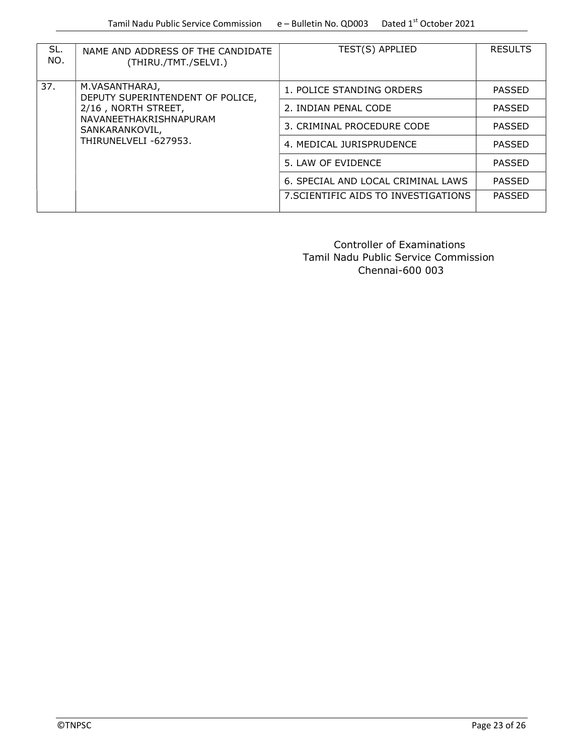| SL. NO. | NAME AND ADDRESS OF THE CANDIDATE (THIRU./TMT./SELVI.) | TEST(S) APPLIED | RESULTS |
|---|---|---|---|
| 37. | M.VASANTHARAJ, DEPUTY SUPERINTENDENT OF POLICE, 2/16 , NORTH STREET, NAVANEETHAKRISHNAPURAM SANKARANKOVIL, THIRUNELVELI -627953. | 1. POLICE STANDING ORDERS | PASSED |
| | | 2. INDIAN PENAL CODE | PASSED |
| | | 3. CRIMINAL PROCEDURE CODE | PASSED |
| | | 4. MEDICAL JURISPRUDENCE | PASSED |
| | | 5. LAW OF EVIDENCE | PASSED |
| | | 6. SPECIAL AND LOCAL CRIMINAL LAWS | PASSED |
| | | 7.SCIENTIFIC AIDS TO INVESTIGATIONS | PASSED |

Controller of Examinations
Tamil Nadu Public Service Commission
Chennai-600 003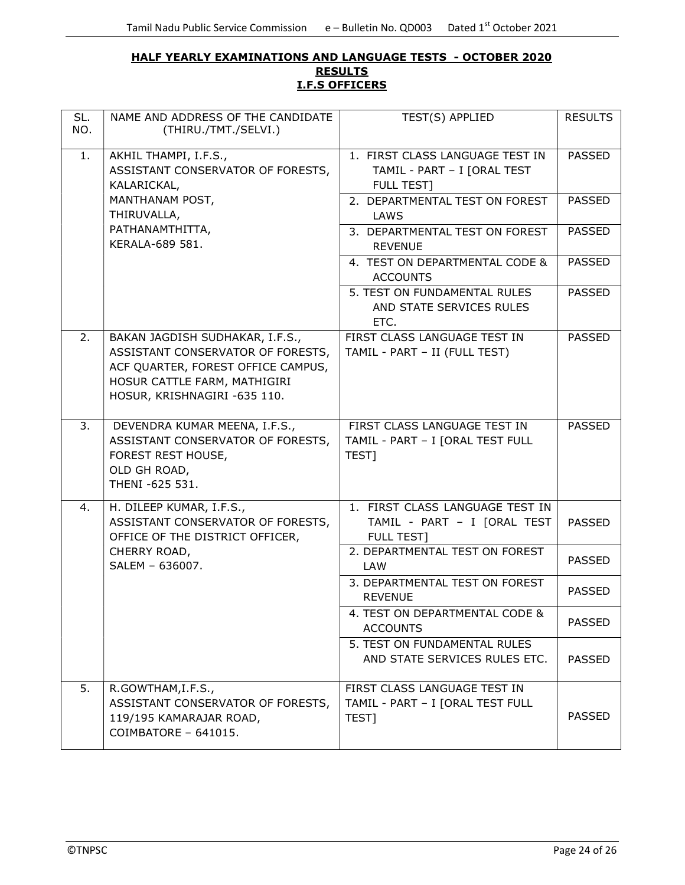**HALF YEARLY EXAMINATIONS AND LANGUAGE TESTS - OCTOBER 2020**

**RESULTS**

**I.F.S OFFICERS**

| SL. NO. | NAME AND ADDRESS OF THE CANDIDATE (THIRU./TMT./SELVI.) | TEST(S) APPLIED | RESULTS |
|---|---|---|---|
| 1. | AKHIL THAMPI, I.F.S., ASSISTANT CONSERVATOR OF FORESTS, KALARICKAL, MANTHANAM POST, THIRUVALLA, PATHANAMTHITTA, KERALA-689 581. | 1. FIRST CLASS LANGUAGE TEST IN TAMIL - PART – I [ORAL TEST FULL TEST] | PASSED |
| | | 2. DEPARTMENTAL TEST ON FOREST LAWS | PASSED |
| | | 3. DEPARTMENTAL TEST ON FOREST REVENUE | PASSED |
| | | 4. TEST ON DEPARTMENTAL CODE & ACCOUNTS | PASSED |
| | | 5. TEST ON FUNDAMENTAL RULES AND STATE SERVICES RULES ETC. | PASSED |
| 2. | BAKAN JAGDISH SUDHAKAR, I.F.S., ASSISTANT CONSERVATOR OF FORESTS, ACF QUARTER, FOREST OFFICE CAMPUS, HOSUR CATTLE FARM, MATHIGIRI HOSUR, KRISHNAGIRI -635 110. | FIRST CLASS LANGUAGE TEST IN TAMIL - PART – II (FULL TEST) | PASSED |
| 3. | DEVENDRA KUMAR MEENA, I.F.S., ASSISTANT CONSERVATOR OF FORESTS, FOREST REST HOUSE, OLD GH ROAD, THENI -625 531. | FIRST CLASS LANGUAGE TEST IN TAMIL - PART – I [ORAL TEST FULL TEST] | PASSED |
| 4. | H. DILEEP KUMAR, I.F.S., ASSISTANT CONSERVATOR OF FORESTS, OFFICE OF THE DISTRICT OFFICER, CHERRY ROAD, SALEM – 636007. | 1. FIRST CLASS LANGUAGE TEST IN TAMIL - PART – I [ORAL TEST FULL TEST] | PASSED |
| | | 2. DEPARTMENTAL TEST ON FOREST LAW | PASSED |
| | | 3. DEPARTMENTAL TEST ON FOREST REVENUE | PASSED |
| | | 4. TEST ON DEPARTMENTAL CODE & ACCOUNTS | PASSED |
| | | 5. TEST ON FUNDAMENTAL RULES AND STATE SERVICES RULES ETC. | PASSED |
| 5. | R.GOWTHAM,I.F.S., ASSISTANT CONSERVATOR OF FORESTS, 119/195 KAMARAJAR ROAD, COIMBATORE – 641015. | FIRST CLASS LANGUAGE TEST IN TAMIL - PART – I [ORAL TEST FULL TEST] | PASSED |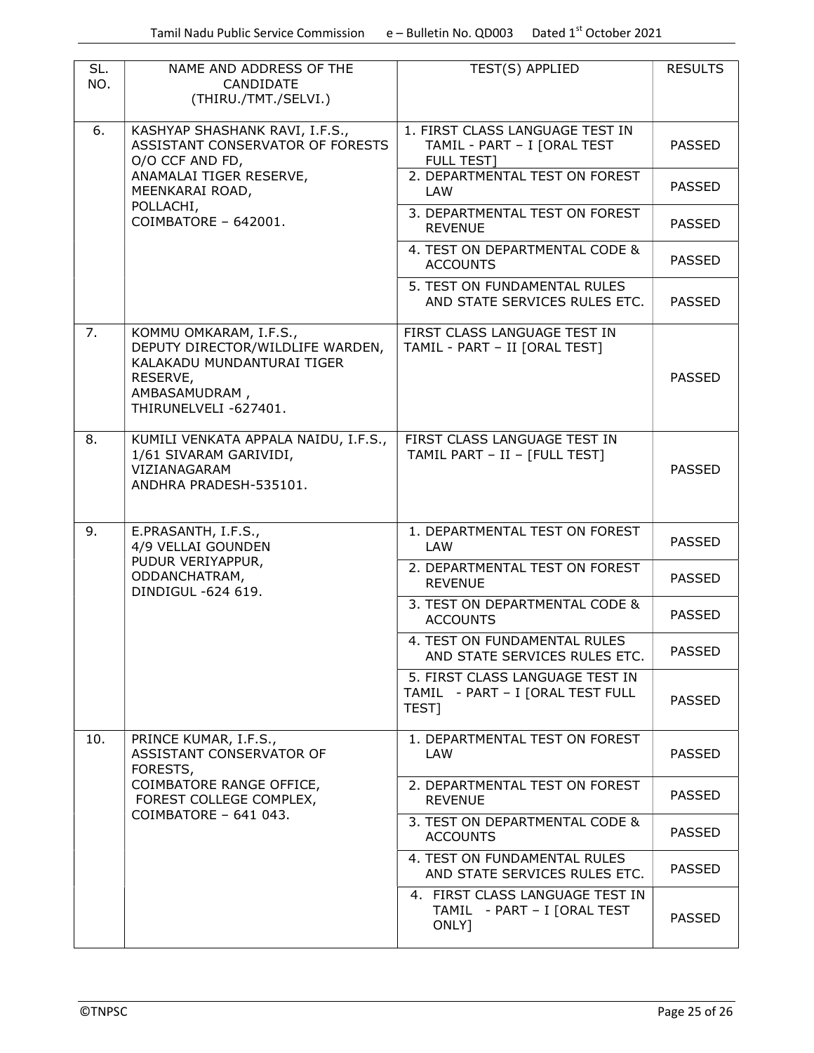| SL. NO. | NAME AND ADDRESS OF THE CANDIDATE (THIRU./TMT./SELVI.) | TEST(S) APPLIED | RESULTS |
|---|---|---|---|
| 6. | KASHYAP SHASHANK RAVI, I.F.S., ASSISTANT CONSERVATOR OF FORESTS O/O CCF AND FD, ANAMALAI TIGER RESERVE, MEENKARAI ROAD, POLLACHI, COIMBATORE – 642001. | 1. FIRST CLASS LANGUAGE TEST IN TAMIL - PART – I [ORAL TEST FULL TEST] | PASSED |
| | | 2. DEPARTMENTAL TEST ON FOREST LAW | PASSED |
| | | 3. DEPARTMENTAL TEST ON FOREST REVENUE | PASSED |
| | | 4. TEST ON DEPARTMENTAL CODE & ACCOUNTS | PASSED |
| | | 5. TEST ON FUNDAMENTAL RULES AND STATE SERVICES RULES ETC. | PASSED |
| 7. | KOMMU OMKARAM, I.F.S., DEPUTY DIRECTOR/WILDLIFE WARDEN, KALAKADU MUNDANTURAI TIGER RESERVE, AMBASAMUDRAM , THIRUNELVELI -627401. | FIRST CLASS LANGUAGE TEST IN TAMIL - PART – II [ORAL TEST] | PASSED |
| 8. | KUMILI VENKATA APPALA NAIDU, I.F.S., 1/61 SIVARAM GARIVIDI, VIZIANAGARAM ANDHRA PRADESH-535101. | FIRST CLASS LANGUAGE TEST IN TAMIL PART – II – [FULL TEST] | PASSED |
| 9. | E.PRASANTH, I.F.S., 4/9 VELLAI GOUNDEN PUDUR VERIYAPPUR, ODDANCHATRAM, DINDIGUL -624 619. | 1. DEPARTMENTAL TEST ON FOREST LAW | PASSED |
| | | 2. DEPARTMENTAL TEST ON FOREST REVENUE | PASSED |
| | | 3. TEST ON DEPARTMENTAL CODE & ACCOUNTS | PASSED |
| | | 4. TEST ON FUNDAMENTAL RULES AND STATE SERVICES RULES ETC. | PASSED |
| | | 5. FIRST CLASS LANGUAGE TEST IN TAMIL - PART – I [ORAL TEST FULL TEST] | PASSED |
| 10. | PRINCE KUMAR, I.F.S., ASSISTANT CONSERVATOR OF FORESTS, COIMBATORE RANGE OFFICE, FOREST COLLEGE COMPLEX, COIMBATORE – 641 043. | 1. DEPARTMENTAL TEST ON FOREST LAW | PASSED |
| | | 2. DEPARTMENTAL TEST ON FOREST REVENUE | PASSED |
| | | 3. TEST ON DEPARTMENTAL CODE & ACCOUNTS | PASSED |
| | | 4. TEST ON FUNDAMENTAL RULES AND STATE SERVICES RULES ETC. | PASSED |
| | | 4. FIRST CLASS LANGUAGE TEST IN TAMIL - PART – I [ORAL TEST ONLY] | PASSED |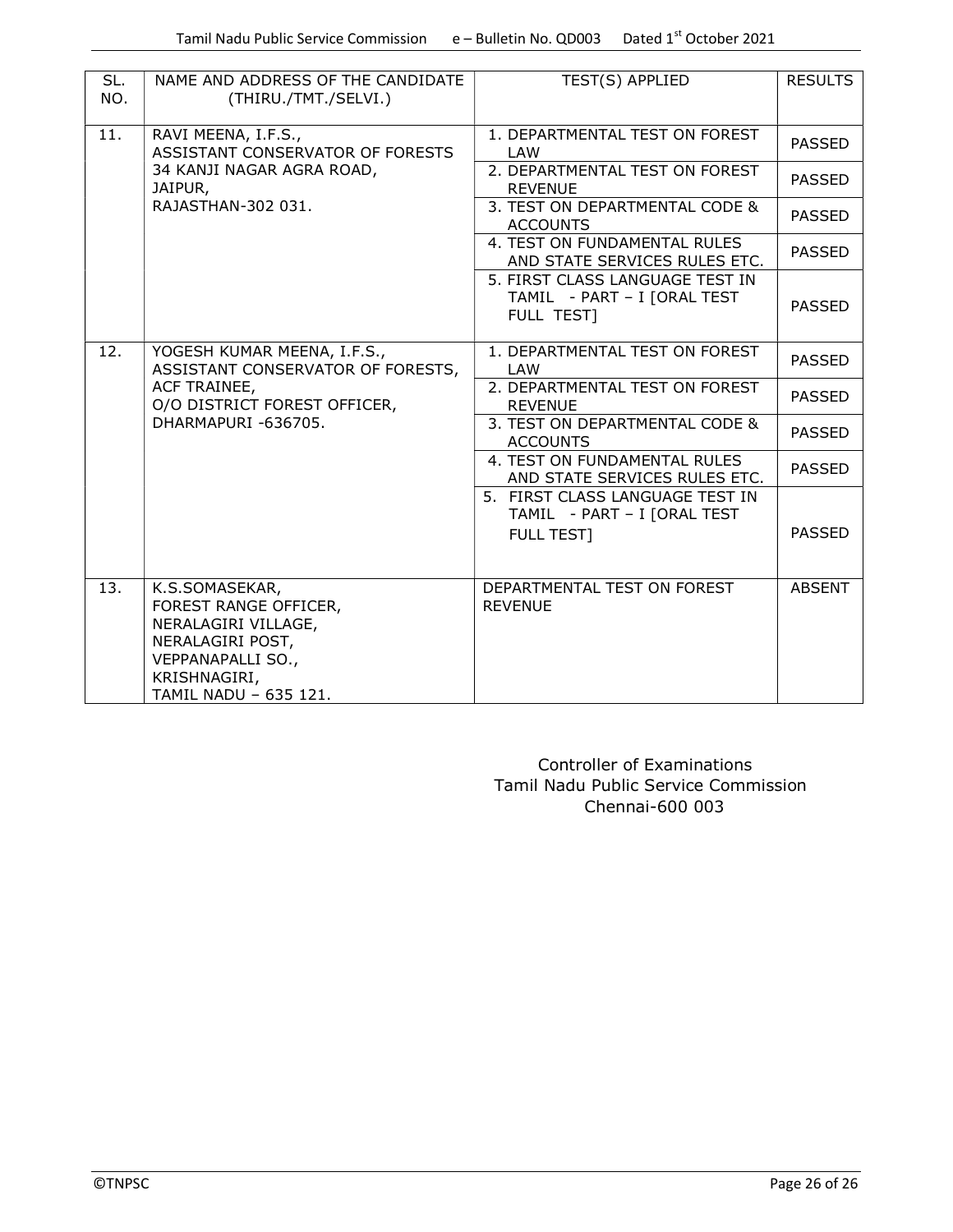| SL. NO. | NAME AND ADDRESS OF THE CANDIDATE (THIRU./TMT./SELVI.) | TEST(S) APPLIED | RESULTS |
|---|---|---|---|
| 11. | RAVI MEENA, I.F.S., ASSISTANT CONSERVATOR OF FORESTS 34 KANJI NAGAR AGRA ROAD, JAIPUR, RAJASTHAN-302 031. | 1. DEPARTMENTAL TEST ON FOREST LAW | PASSED |
| | | 2. DEPARTMENTAL TEST ON FOREST REVENUE | PASSED |
| | | 3. TEST ON DEPARTMENTAL CODE & ACCOUNTS | PASSED |
| | | 4. TEST ON FUNDAMENTAL RULES AND STATE SERVICES RULES ETC. | PASSED |
| | | 5. FIRST CLASS LANGUAGE TEST IN TAMIL - PART – I [ORAL TEST FULL TEST] | PASSED |
| 12. | YOGESH KUMAR MEENA, I.F.S., ASSISTANT CONSERVATOR OF FORESTS, ACF TRAINEE, O/O DISTRICT FOREST OFFICER, DHARMAPURI -636705. | 1. DEPARTMENTAL TEST ON FOREST LAW | PASSED |
| | | 2. DEPARTMENTAL TEST ON FOREST REVENUE | PASSED |
| | | 3. TEST ON DEPARTMENTAL CODE & ACCOUNTS | PASSED |
| | | 4. TEST ON FUNDAMENTAL RULES AND STATE SERVICES RULES ETC. | PASSED |
| | | 5. FIRST CLASS LANGUAGE TEST IN TAMIL - PART – I [ORAL TEST FULL TEST] | PASSED |
| 13. | K.S.SOMASEKAR, FOREST RANGE OFFICER, NERALAGIRI VILLAGE, NERALAGIRI POST, VEPPANAPALLI SO., KRISHNAGIRI, TAMIL NADU – 635 121. | DEPARTMENTAL TEST ON FOREST REVENUE | ABSENT |

Controller of Examinations
Tamil Nadu Public Service Commission
Chennai-600 003